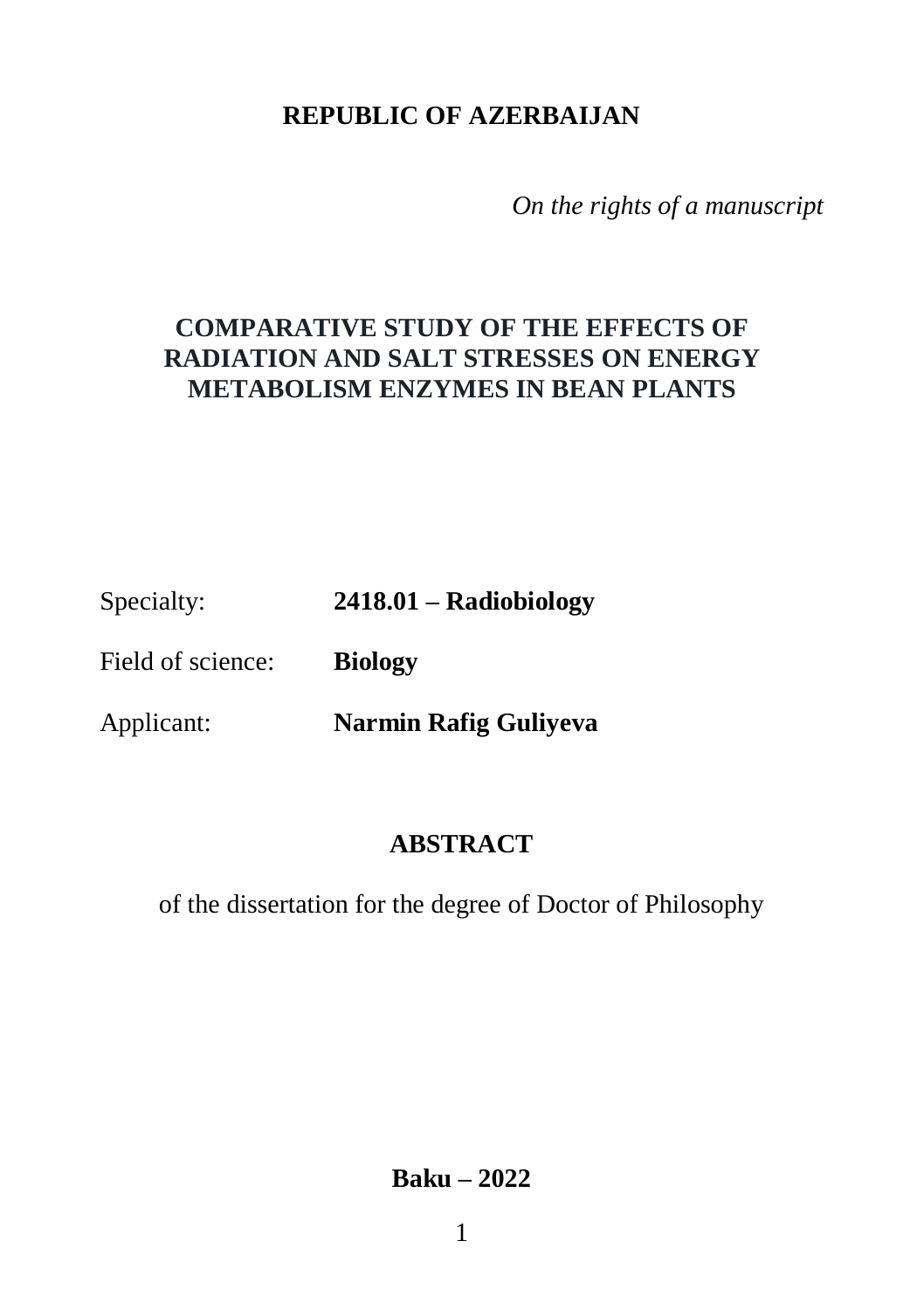**REPUBLIC OF AZERBAIJAN**

*On the rights of a manuscript*

# COMPARATIVE STUDY OF THE EFFECTS OF RADIATION AND SALT STRESSES ON ENERGY METABOLISM ENZYMES IN BEAN PLANTS

Specialty: **2418.01 – Radiobiology**

Field of science: **Biology**

Applicant: **Narmin Rafig Guliyeva**

## ABSTRACT

of the dissertation for the degree of Doctor of Philosophy

**Baku – 2022**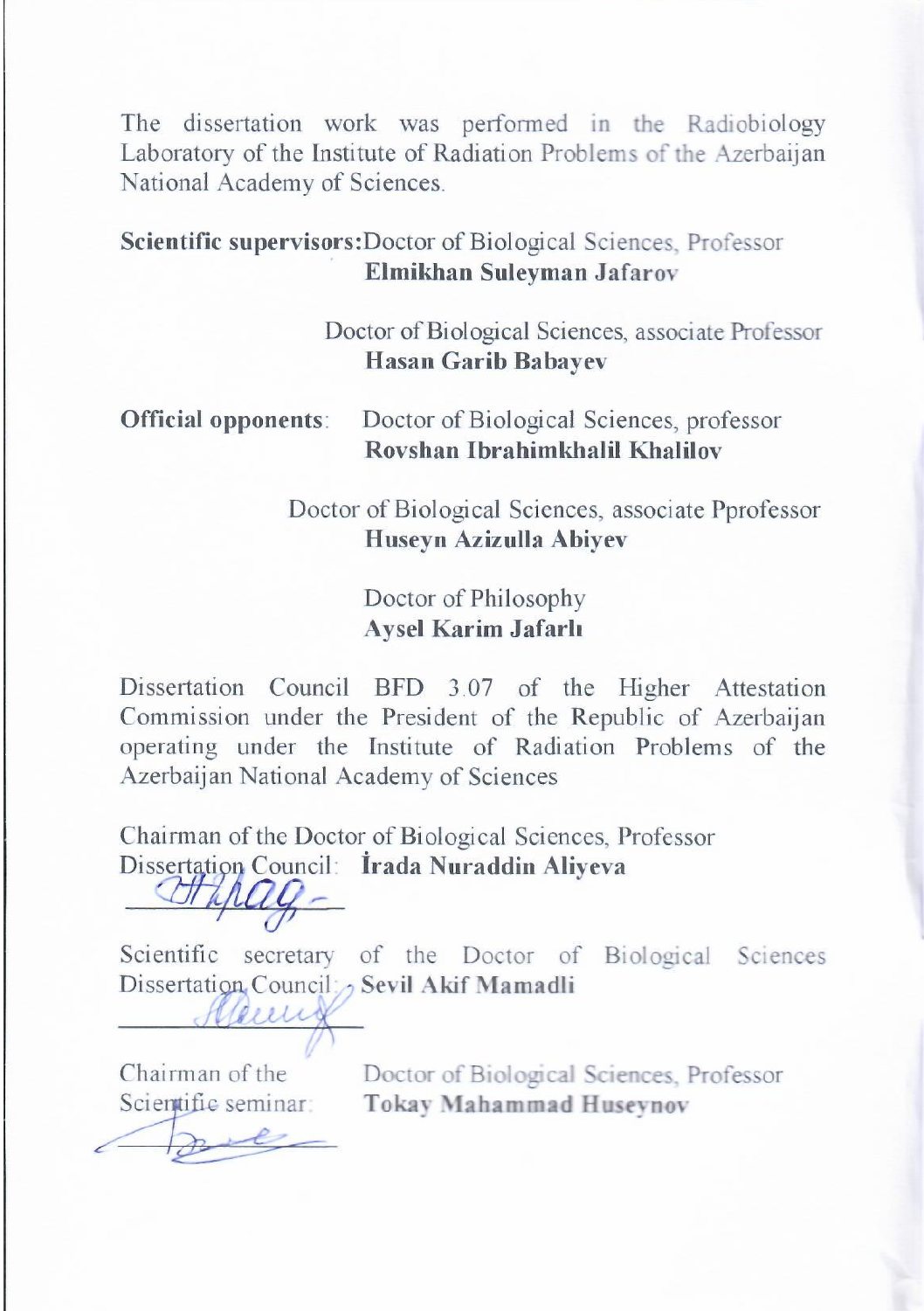The dissertation work was performed in the Radiobiology Laboratory of the Institute of Radiation Problems of the Azerbaijan National Academy of Sciences.

**Scientific supervisors:** Doctor of Biological Sciences, Professor
**Elmikhan Suleyman Jafarov**

Doctor of Biological Sciences, associate Professor
**Hasan Garib Babayev**

**Official opponents**: Doctor of Biological Sciences, professor
**Rovshan Ibrahimkhalil Khalilov**

Doctor of Biological Sciences, associate Pprofessor
**Huseyn Azizulla Abiyev**

Doctor of Philosophy
**Aysel Karim Jafarlı**

Dissertation Council BFD 3.07 of the Higher Attestation Commission under the President of the Republic of Azerbaijan operating under the Institute of Radiation Problems of the Azerbaijan National Academy of Sciences

Chairman of the Dissertation Council: Doctor of Biological Sciences, Professor
**İrada Nuraddin Aliyeva**

Scientific secretary of the Dissertation Council: Doctor of Biological Sciences
**Sevil Akif Mamadli**

Chairman of the Scientific seminar: Doctor of Biological Sciences, Professor
**Tokay Mahammad Huseynov**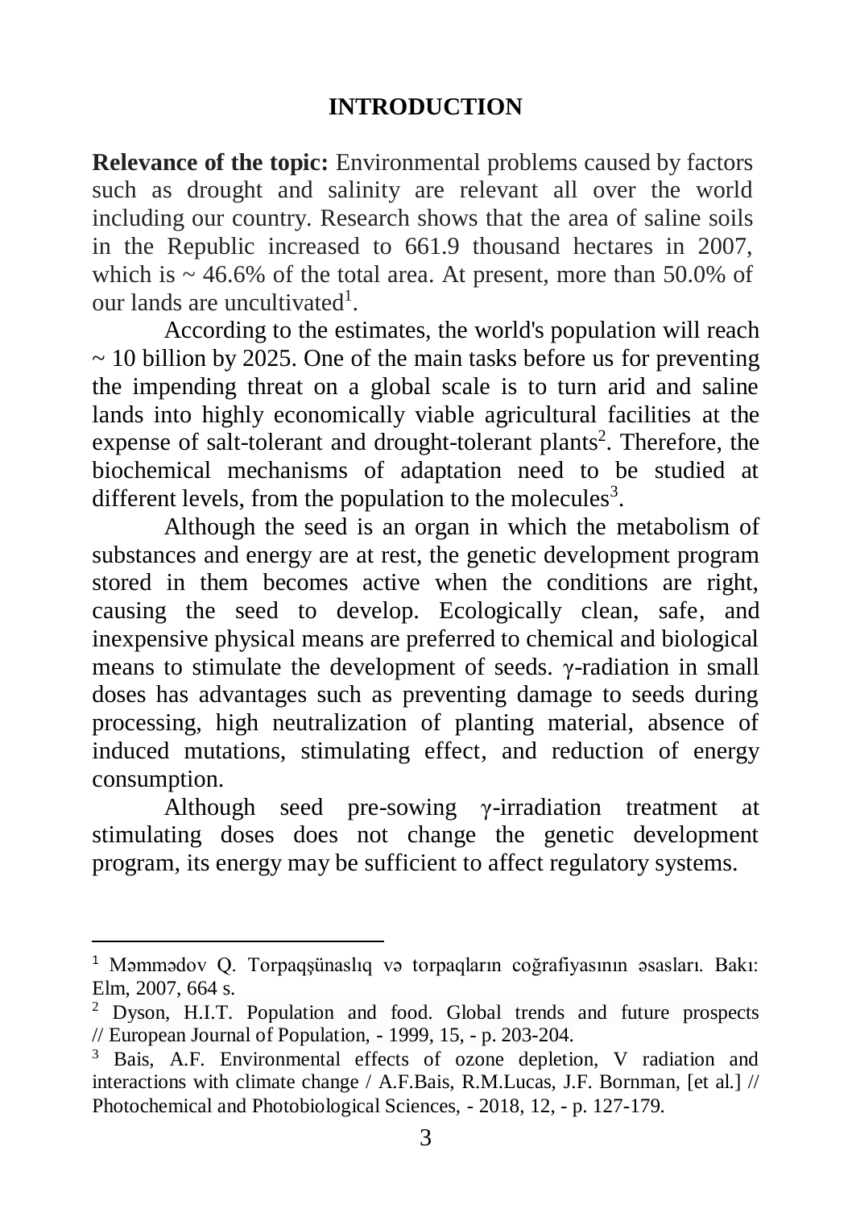# INTRODUCTION

**Relevance of the topic:** Environmental problems caused by factors such as drought and salinity are relevant all over the world including our country. Research shows that the area of saline soils in the Republic increased to 661.9 thousand hectares in 2007, which is ~ 46.6% of the total area. At present, more than 50.0% of our lands are uncultivated[1].

According to the estimates, the world's population will reach ~ 10 billion by 2025. One of the main tasks before us for preventing the impending threat on a global scale is to turn arid and saline lands into highly economically viable agricultural facilities at the expense of salt-tolerant and drought-tolerant plants[2]. Therefore, the biochemical mechanisms of adaptation need to be studied at different levels, from the population to the molecules[3].

Although the seed is an organ in which the metabolism of substances and energy are at rest, the genetic development program stored in them becomes active when the conditions are right, causing the seed to develop. Ecologically clean, safe, and inexpensive physical means are preferred to chemical and biological means to stimulate the development of seeds. γ-radiation in small doses has advantages such as preventing damage to seeds during processing, high neutralization of planting material, absence of induced mutations, stimulating effect, and reduction of energy consumption.

Although seed pre-sowing γ-irradiation treatment at stimulating doses does not change the genetic development program, its energy may be sufficient to affect regulatory systems.

---

[1] Məmmədov Q. Torpaqşünaslıq və torpaqların coğrafiyasının əsasları. Bakı: Elm, 2007, 664 s.

[2] Dyson, H.I.T. Population and food. Global trends and future prospects // European Journal of Population, - 1999, 15, - p. 203-204.

[3] Bais, A.F. Environmental effects of ozone depletion, V radiation and interactions with climate change / A.F.Bais, R.M.Lucas, J.F. Bornman, [et al.] // Photochemical and Photobiological Sciences, - 2018, 12, - p. 127-179.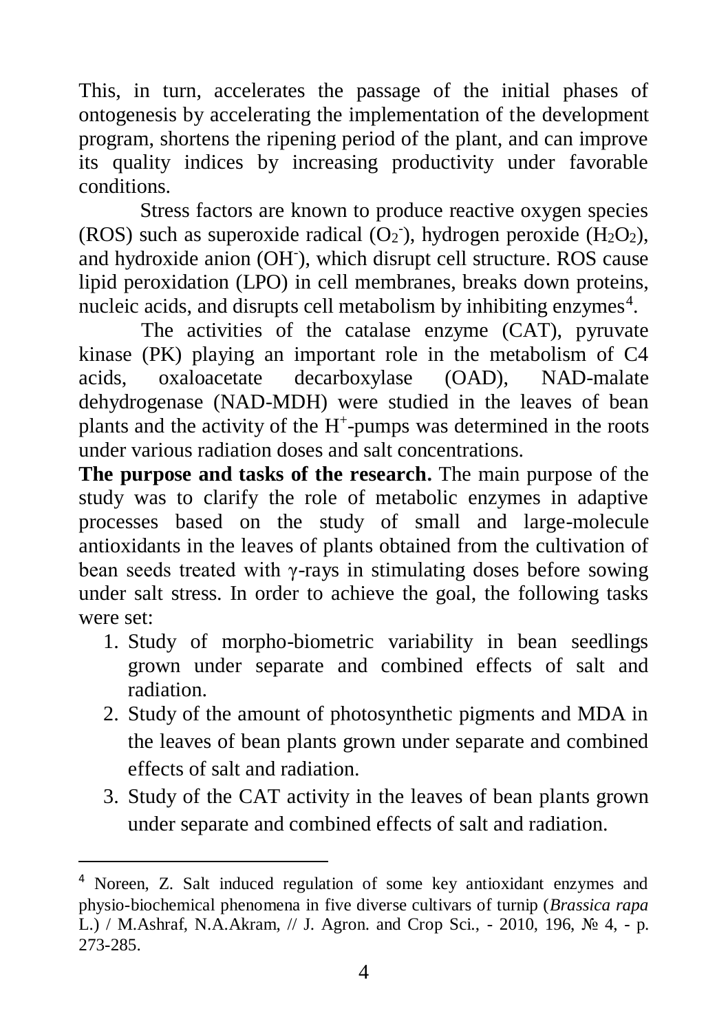This, in turn, accelerates the passage of the initial phases of ontogenesis by accelerating the implementation of the development program, shortens the ripening period of the plant, and can improve its quality indices by increasing productivity under favorable conditions.

Stress factors are known to produce reactive oxygen species (ROS) such as superoxide radical ($O_2^-$), hydrogen peroxide ($H_2O_2$), and hydroxide anion ($OH^-$), which disrupt cell structure. ROS cause lipid peroxidation (LPO) in cell membranes, breaks down proteins, nucleic acids, and disrupts cell metabolism by inhibiting enzymes[4].

The activities of the catalase enzyme (CAT), pyruvate kinase (PK) playing an important role in the metabolism of C4 acids, oxaloacetate decarboxylase (OAD), NAD-malate dehydrogenase (NAD-MDH) were studied in the leaves of bean plants and the activity of the $H^+$-pumps was determined in the roots under various radiation doses and salt concentrations.

**The purpose and tasks of the research.** The main purpose of the study was to clarify the role of metabolic enzymes in adaptive processes based on the study of small and large-molecule antioxidants in the leaves of plants obtained from the cultivation of bean seeds treated with γ-rays in stimulating doses before sowing under salt stress. In order to achieve the goal, the following tasks were set:

1. Study of morpho-biometric variability in bean seedlings grown under separate and combined effects of salt and radiation.
2. Study of the amount of photosynthetic pigments and MDA in the leaves of bean plants grown under separate and combined effects of salt and radiation.
3. Study of the CAT activity in the leaves of bean plants grown under separate and combined effects of salt and radiation.

---

[4] Noreen, Z. Salt induced regulation of some key antioxidant enzymes and physio-biochemical phenomena in five diverse cultivars of turnip (*Brassica rapa* L.) / M.Ashraf, N.A.Akram, // J. Agron. and Crop Sci., - 2010, 196, № 4, - p. 273-285.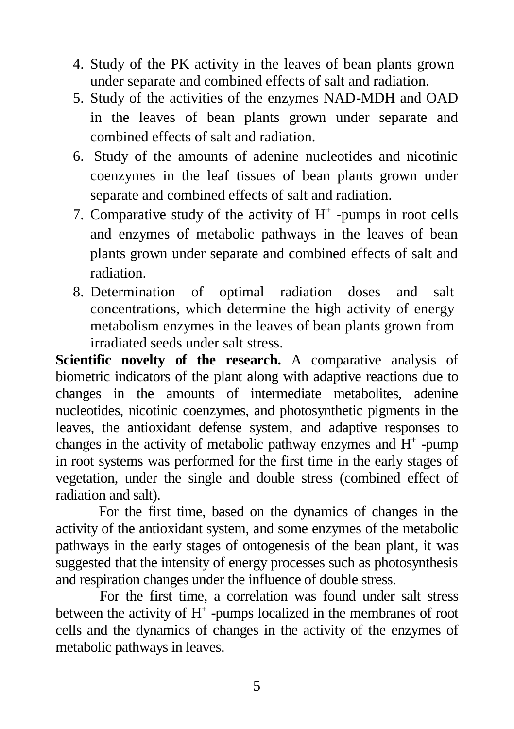4. Study of the PK activity in the leaves of bean plants grown under separate and combined effects of salt and radiation.
5. Study of the activities of the enzymes NAD-MDH and OAD in the leaves of bean plants grown under separate and combined effects of salt and radiation.
6. Study of the amounts of adenine nucleotides and nicotinic coenzymes in the leaf tissues of bean plants grown under separate and combined effects of salt and radiation.
7. Comparative study of the activity of $H^+$ -pumps in root cells and enzymes of metabolic pathways in the leaves of bean plants grown under separate and combined effects of salt and radiation.
8. Determination of optimal radiation doses and salt concentrations, which determine the high activity of energy metabolism enzymes in the leaves of bean plants grown from irradiated seeds under salt stress.

**Scientific novelty of the research.** A comparative analysis of biometric indicators of the plant along with adaptive reactions due to changes in the amounts of intermediate metabolites, adenine nucleotides, nicotinic coenzymes, and photosynthetic pigments in the leaves, the antioxidant defense system, and adaptive responses to changes in the activity of metabolic pathway enzymes and $H^+$ -pump in root systems was performed for the first time in the early stages of vegetation, under the single and double stress (combined effect of radiation and salt).

For the first time, based on the dynamics of changes in the activity of the antioxidant system, and some enzymes of the metabolic pathways in the early stages of ontogenesis of the bean plant, it was suggested that the intensity of energy processes such as photosynthesis and respiration changes under the influence of double stress.

For the first time, a correlation was found under salt stress between the activity of $H^+$ -pumps localized in the membranes of root cells and the dynamics of changes in the activity of the enzymes of metabolic pathways in leaves.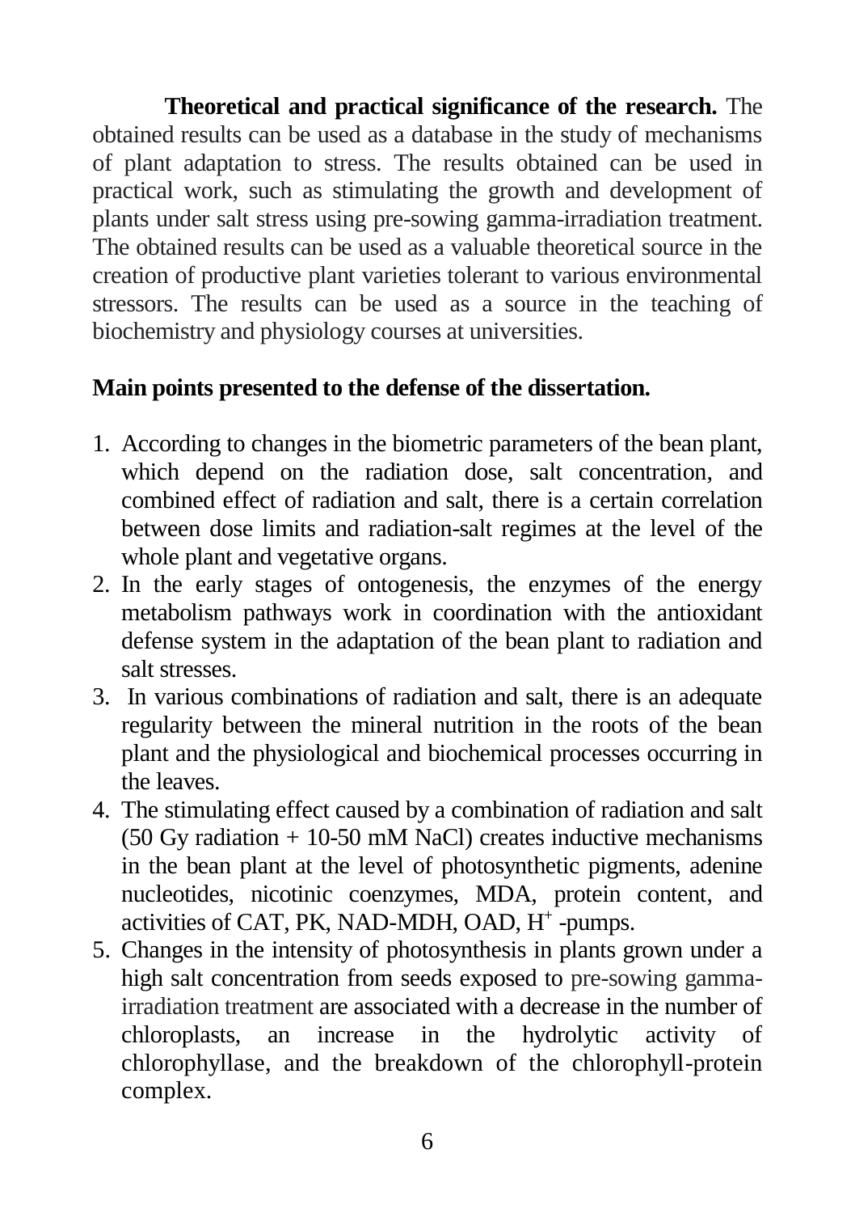**Theoretical and practical significance of the research.** The obtained results can be used as a database in the study of mechanisms of plant adaptation to stress. The results obtained can be used in practical work, such as stimulating the growth and development of plants under salt stress using pre-sowing gamma-irradiation treatment. The obtained results can be used as a valuable theoretical source in the creation of productive plant varieties tolerant to various environmental stressors. The results can be used as a source in the teaching of biochemistry and physiology courses at universities.

**Main points presented to the defense of the dissertation.**

1. According to changes in the biometric parameters of the bean plant, which depend on the radiation dose, salt concentration, and combined effect of radiation and salt, there is a certain correlation between dose limits and radiation-salt regimes at the level of the whole plant and vegetative organs.
2. In the early stages of ontogenesis, the enzymes of the energy metabolism pathways work in coordination with the antioxidant defense system in the adaptation of the bean plant to radiation and salt stresses.
3. In various combinations of radiation and salt, there is an adequate regularity between the mineral nutrition in the roots of the bean plant and the physiological and biochemical processes occurring in the leaves.
4. The stimulating effect caused by a combination of radiation and salt (50 Gy radiation + 10-50 mM NaCl) creates inductive mechanisms in the bean plant at the level of photosynthetic pigments, adenine nucleotides, nicotinic coenzymes, MDA, protein content, and activities of CAT, PK, NAD-MDH, OAD, $H^+$ -pumps.
5. Changes in the intensity of photosynthesis in plants grown under a high salt concentration from seeds exposed to pre-sowing gamma-irradiation treatment are associated with a decrease in the number of chloroplasts, an increase in the hydrolytic activity of chlorophyllase, and the breakdown of the chlorophyll-protein complex.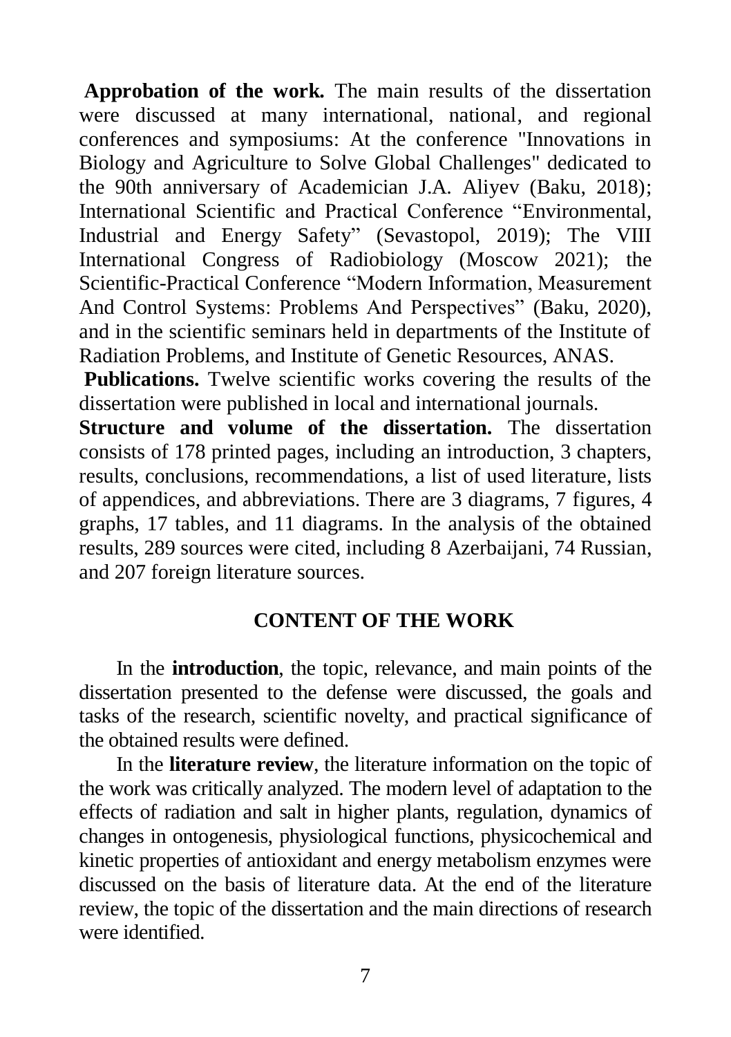**Approbation of the work.** The main results of the dissertation were discussed at many international, national, and regional conferences and symposiums: At the conference "Innovations in Biology and Agriculture to Solve Global Challenges" dedicated to the 90th anniversary of Academician J.A. Aliyev (Baku, 2018); International Scientific and Practical Conference "Environmental, Industrial and Energy Safety" (Sevastopol, 2019); The VIII International Congress of Radiobiology (Moscow 2021); the Scientific-Practical Conference "Modern Information, Measurement And Control Systems: Problems And Perspectives" (Baku, 2020), and in the scientific seminars held in departments of the Institute of Radiation Problems, and Institute of Genetic Resources, ANAS.

**Publications.** Twelve scientific works covering the results of the dissertation were published in local and international journals.

**Structure and volume of the dissertation.** The dissertation consists of 178 printed pages, including an introduction, 3 chapters, results, conclusions, recommendations, a list of used literature, lists of appendices, and abbreviations. There are 3 diagrams, 7 figures, 4 graphs, 17 tables, and 11 diagrams. In the analysis of the obtained results, 289 sources were cited, including 8 Azerbaijani, 74 Russian, and 207 foreign literature sources.

## CONTENT OF THE WORK

In the **introduction**, the topic, relevance, and main points of the dissertation presented to the defense were discussed, the goals and tasks of the research, scientific novelty, and practical significance of the obtained results were defined.

In the **literature review**, the literature information on the topic of the work was critically analyzed. The modern level of adaptation to the effects of radiation and salt in higher plants, regulation, dynamics of changes in ontogenesis, physiological functions, physicochemical and kinetic properties of antioxidant and energy metabolism enzymes were discussed on the basis of literature data. At the end of the literature review, the topic of the dissertation and the main directions of research were identified.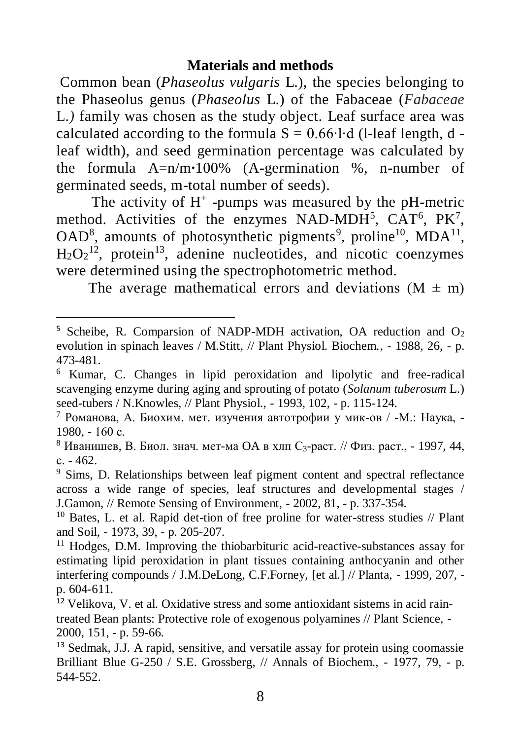**Materials and methods**

Common bean (*Phaseolus vulgaris* L.), the species belonging to the Phaseolus genus (*Phaseolus* L.) of the Fabaceae (*Fabaceae* L.*)* family was chosen as the study object. Leaf surface area was calculated according to the formula $S = 0.66 \cdot l \cdot d$ (l-leaf length, d - leaf width), and seed germination percentage was calculated by the formula $A=n/m \cdot 100\%$ (A-germination %, n-number of germinated seeds, m-total number of seeds).

The activity of $H^+$ -pumps was measured by the pH-metric method. Activities of the enzymes NAD-MDH[5], CAT[6], PK[7], OAD[8], amounts of photosynthetic pigments[9], proline[10], MDA[11], $H_2O_2$[12], protein[13], adenine nucleotides, and nicotic coenzymes were determined using the spectrophotometric method.

The average mathematical errors and deviations ($M \pm m$)

---

[5] Scheibe, R. Comparsion of NADP-MDH activation, OA reduction and $O_2$ evolution in spinach leaves / M.Stitt, // Plant Physiol. Biochem., - 1988, 26, - p. 473-481.

[6] Kumar, C. Changes in lipid peroxidation and lipolytic and free-radical scavenging enzyme during aging and sprouting of potato (*Solanum tuberosum* L.) seed-tubers / N.Knowles, // Plant Physiol., - 1993, 102, - p. 115-124.

[7] Романова, А. Биохим. мет. изучения автотрофии у мик-ов / -М.: Наука, - 1980, - 160 с.

[8] Иванишев, В. Биол. знач. мет-ма ОА в хлп $C_3$-раст. // Физ. раст., - 1997, 44, с. - 462.

[9] Sims, D. Relationships between leaf pigment content and spectral reflectance across a wide range of species, leaf structures and developmental stages / J.Gamon, // Remote Sensing of Environment, - 2002, 81, - p. 337-354.

[10] Bates, L. et al. Rapid det-tion of free proline for water-stress studies // Plant and Soil, - 1973, 39, - p. 205-207.

[11] Hodges, D.M. Improving the thiobarbituric acid-reactive-substances assay for estimating lipid peroxidation in plant tissues containing anthocyanin and other interfering compounds / J.M.DeLong, C.F.Forney, [et al.] // Planta, - 1999, 207, - p. 604-611.

[12] Velikova, V. et al. Oxidative stress and some antioxidant sistems in acid rain-treated Bean plants: Protective role of exogenous polyamines // Plant Science, - 2000, 151, - p. 59-66.

[13] Sedmak, J.J. A rapid, sensitive, and versatile assay for protein using coomassie Brilliant Blue G-250 / S.E. Grossberg, // Annals of Biochem., - 1977, 79, - p. 544-552.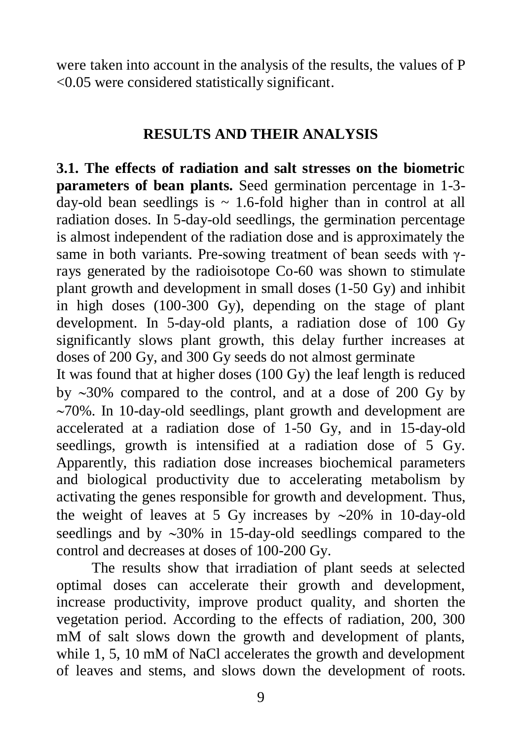were taken into account in the analysis of the results, the values of $P < 0.05$ were considered statistically significant.

## RESULTS AND THEIR ANALYSIS

**3.1. The effects of radiation and salt stresses on the biometric parameters of bean plants.** Seed germination percentage in 1-3-day-old bean seedlings is ~ 1.6-fold higher than in control at all radiation doses. In 5-day-old seedlings, the germination percentage is almost independent of the radiation dose and is approximately the same in both variants. Pre-sowing treatment of bean seeds with γ-rays generated by the radioisotope Co-60 was shown to stimulate plant growth and development in small doses (1-50 Gy) and inhibit in high doses (100-300 Gy), depending on the stage of plant development. In 5-day-old plants, a radiation dose of 100 Gy significantly slows plant growth, this delay further increases at doses of 200 Gy, and 300 Gy seeds do not almost germinate

It was found that at higher doses (100 Gy) the leaf length is reduced by ~30% compared to the control, and at a dose of 200 Gy by ~70%. In 10-day-old seedlings, plant growth and development are accelerated at a radiation dose of 1-50 Gy, and in 15-day-old seedlings, growth is intensified at a radiation dose of 5 Gy. Apparently, this radiation dose increases biochemical parameters and biological productivity due to accelerating metabolism by activating the genes responsible for growth and development. Thus, the weight of leaves at 5 Gy increases by ~20% in 10-day-old seedlings and by ~30% in 15-day-old seedlings compared to the control and decreases at doses of 100-200 Gy.

The results show that irradiation of plant seeds at selected optimal doses can accelerate their growth and development, increase productivity, improve product quality, and shorten the vegetation period. According to the effects of radiation, 200, 300 mM of salt slows down the growth and development of plants, while 1, 5, 10 mM of NaCl accelerates the growth and development of leaves and stems, and slows down the development of roots.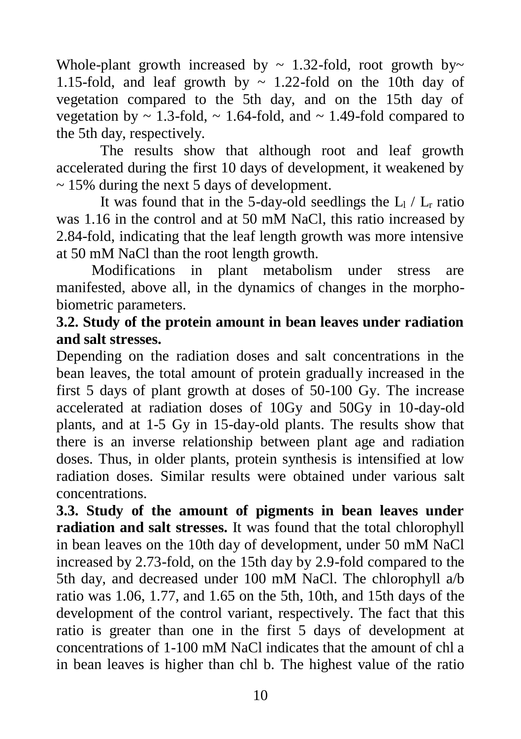Whole-plant growth increased by ~ 1.32-fold, root growth by~ 1.15-fold, and leaf growth by ~ 1.22-fold on the 10th day of vegetation compared to the 5th day, and on the 15th day of vegetation by ~ 1.3-fold, ~ 1.64-fold, and ~ 1.49-fold compared to the 5th day, respectively.

The results show that although root and leaf growth accelerated during the first 10 days of development, it weakened by ~ 15% during the next 5 days of development.

It was found that in the 5-day-old seedlings the $L_l$ / $L_r$ ratio was 1.16 in the control and at 50 mM NaCl, this ratio increased by 2.84-fold, indicating that the leaf length growth was more intensive at 50 mM NaCl than the root length growth.

Modifications in plant metabolism under stress are manifested, above all, in the dynamics of changes in the morpho-biometric parameters.

**3.2. Study of the protein amount in bean leaves under radiation and salt stresses.**

Depending on the radiation doses and salt concentrations in the bean leaves, the total amount of protein gradually increased in the first 5 days of plant growth at doses of 50-100 Gy. The increase accelerated at radiation doses of 10Gy and 50Gy in 10-day-old plants, and at 1-5 Gy in 15-day-old plants. The results show that there is an inverse relationship between plant age and radiation doses. Thus, in older plants, protein synthesis is intensified at low radiation doses. Similar results were obtained under various salt concentrations.

**3.3. Study of the amount of pigments in bean leaves under radiation and salt stresses.** It was found that the total chlorophyll in bean leaves on the 10th day of development, under 50 mM NaCl increased by 2.73-fold, on the 15th day by 2.9-fold compared to the 5th day, and decreased under 100 mM NaCl. The chlorophyll a/b ratio was 1.06, 1.77, and 1.65 on the 5th, 10th, and 15th days of the development of the control variant, respectively. The fact that this ratio is greater than one in the first 5 days of development at concentrations of 1-100 mM NaCl indicates that the amount of chl a in bean leaves is higher than chl b. The highest value of the ratio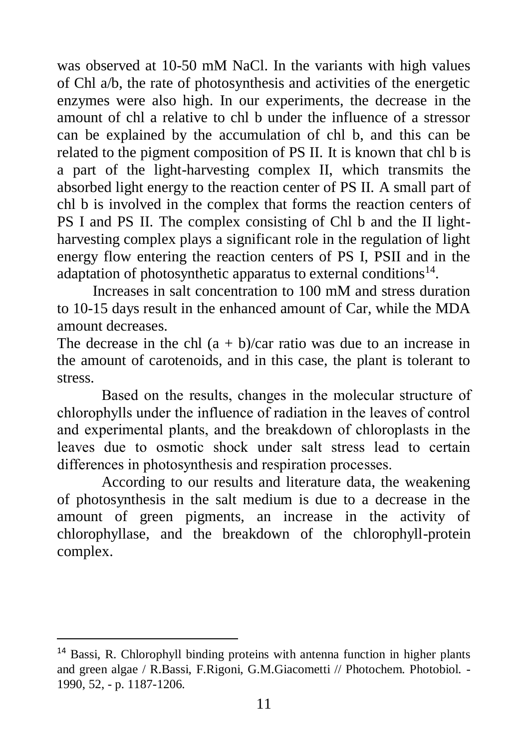was observed at 10-50 mM NaCl. In the variants with high values of Chl a/b, the rate of photosynthesis and activities of the energetic enzymes were also high. In our experiments, the decrease in the amount of chl a relative to chl b under the influence of a stressor can be explained by the accumulation of chl b, and this can be related to the pigment composition of PS II. It is known that chl b is a part of the light-harvesting complex II, which transmits the absorbed light energy to the reaction center of PS II. A small part of chl b is involved in the complex that forms the reaction centers of PS I and PS II. The complex consisting of Chl b and the II light-harvesting complex plays a significant role in the regulation of light energy flow entering the reaction centers of PS I, PSII and in the adaptation of photosynthetic apparatus to external conditions[14].

Increases in salt concentration to 100 mM and stress duration to 10-15 days result in the enhanced amount of Car, while the MDA amount decreases.

The decrease in the chl $(a + b)$/car ratio was due to an increase in the amount of carotenoids, and in this case, the plant is tolerant to stress.

Based on the results, changes in the molecular structure of chlorophylls under the influence of radiation in the leaves of control and experimental plants, and the breakdown of chloroplasts in the leaves due to osmotic shock under salt stress lead to certain differences in photosynthesis and respiration processes.

According to our results and literature data, the weakening of photosynthesis in the salt medium is due to a decrease in the amount of green pigments, an increase in the activity of chlorophyllase, and the breakdown of the chlorophyll-protein complex.

---

[14] Bassi, R. Chlorophyll binding proteins with antenna function in higher plants and green algae / R.Bassi, F.Rigoni, G.M.Giacometti // Photochem. Photobiol. - 1990, 52, - p. 1187-1206.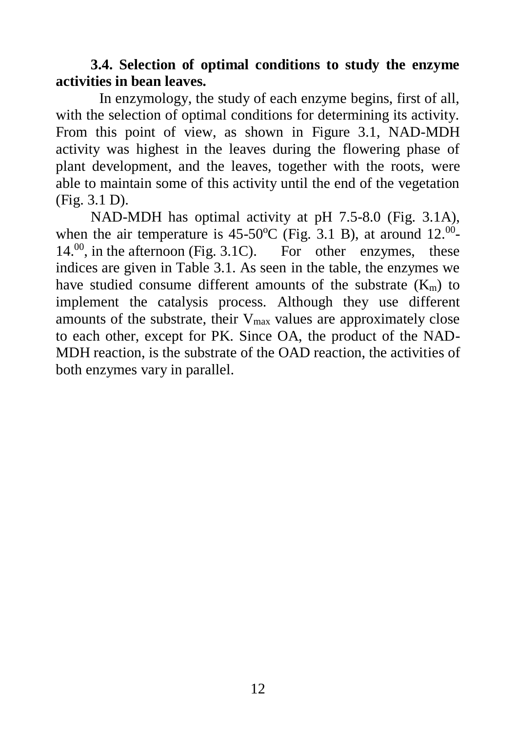### 3.4. Selection of optimal conditions to study the enzyme activities in bean leaves.

In enzymology, the study of each enzyme begins, first of all, with the selection of optimal conditions for determining its activity. From this point of view, as shown in Figure 3.1, NAD-MDH activity was highest in the leaves during the flowering phase of plant development, and the leaves, together with the roots, were able to maintain some of this activity until the end of the vegetation (Fig. 3.1 D).

NAD-MDH has optimal activity at pH 7.5-8.0 (Fig. 3.1A), when the air temperature is 45-50°C (Fig. 3.1 B), at around $12.^{00}$-$14.^{00}$, in the afternoon (Fig. 3.1C). For other enzymes, these indices are given in Table 3.1. As seen in the table, the enzymes we have studied consume different amounts of the substrate ($K_m$) to implement the catalysis process. Although they use different amounts of the substrate, their $V_{max}$ values are approximately close to each other, except for PK. Since OA, the product of the NAD-MDH reaction, is the substrate of the OAD reaction, the activities of both enzymes vary in parallel.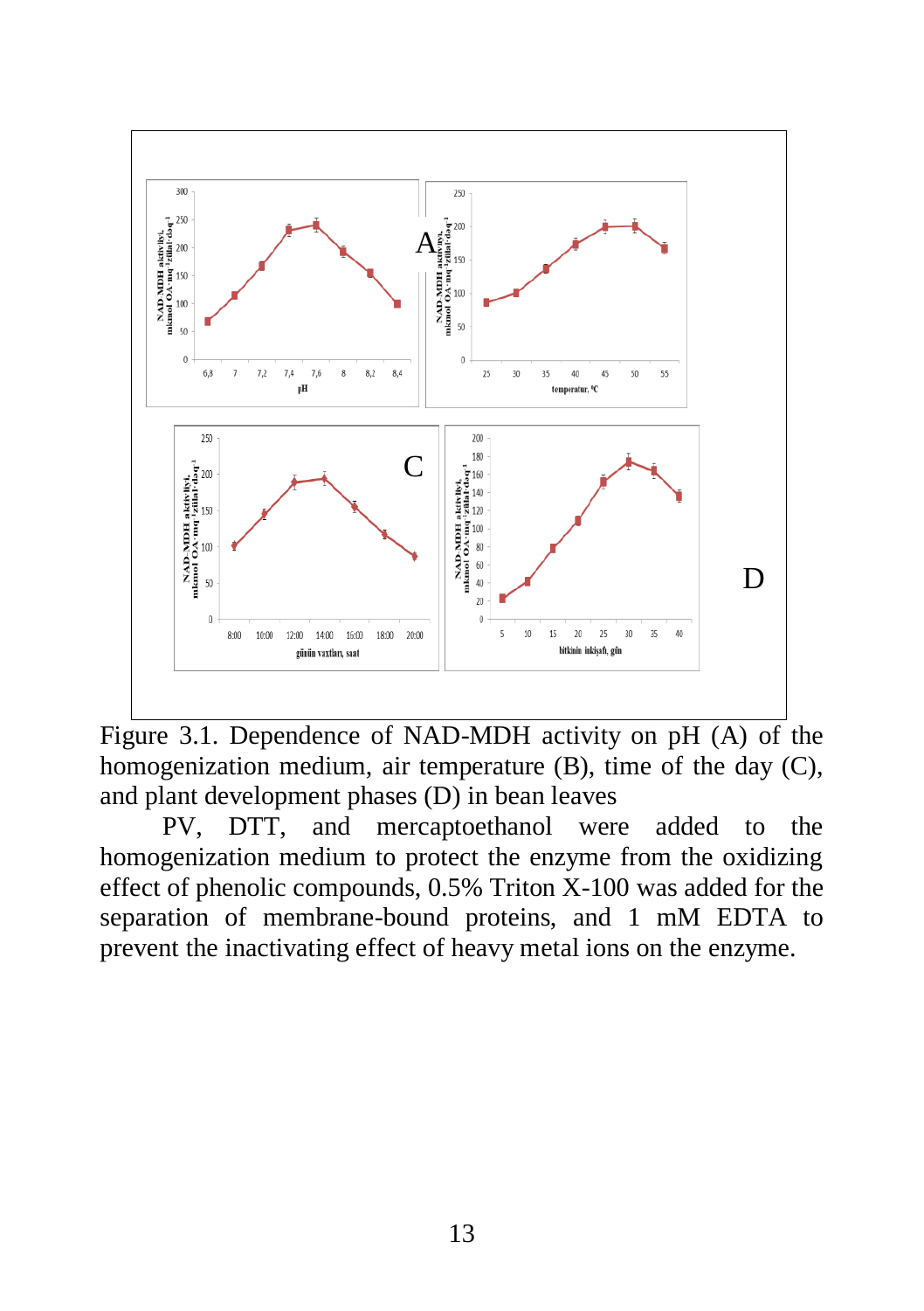Figure 3.1. Dependence of NAD-MDH activity on pH (A) of the homogenization medium, air temperature (B), time of the day (C), and plant development phases (D) in bean leaves

PV, DTT, and mercaptoethanol were added to the homogenization medium to protect the enzyme from the oxidizing effect of phenolic compounds, 0.5% Triton X-100 was added for the separation of membrane-bound proteins, and 1 mM EDTA to prevent the inactivating effect of heavy metal ions on the enzyme.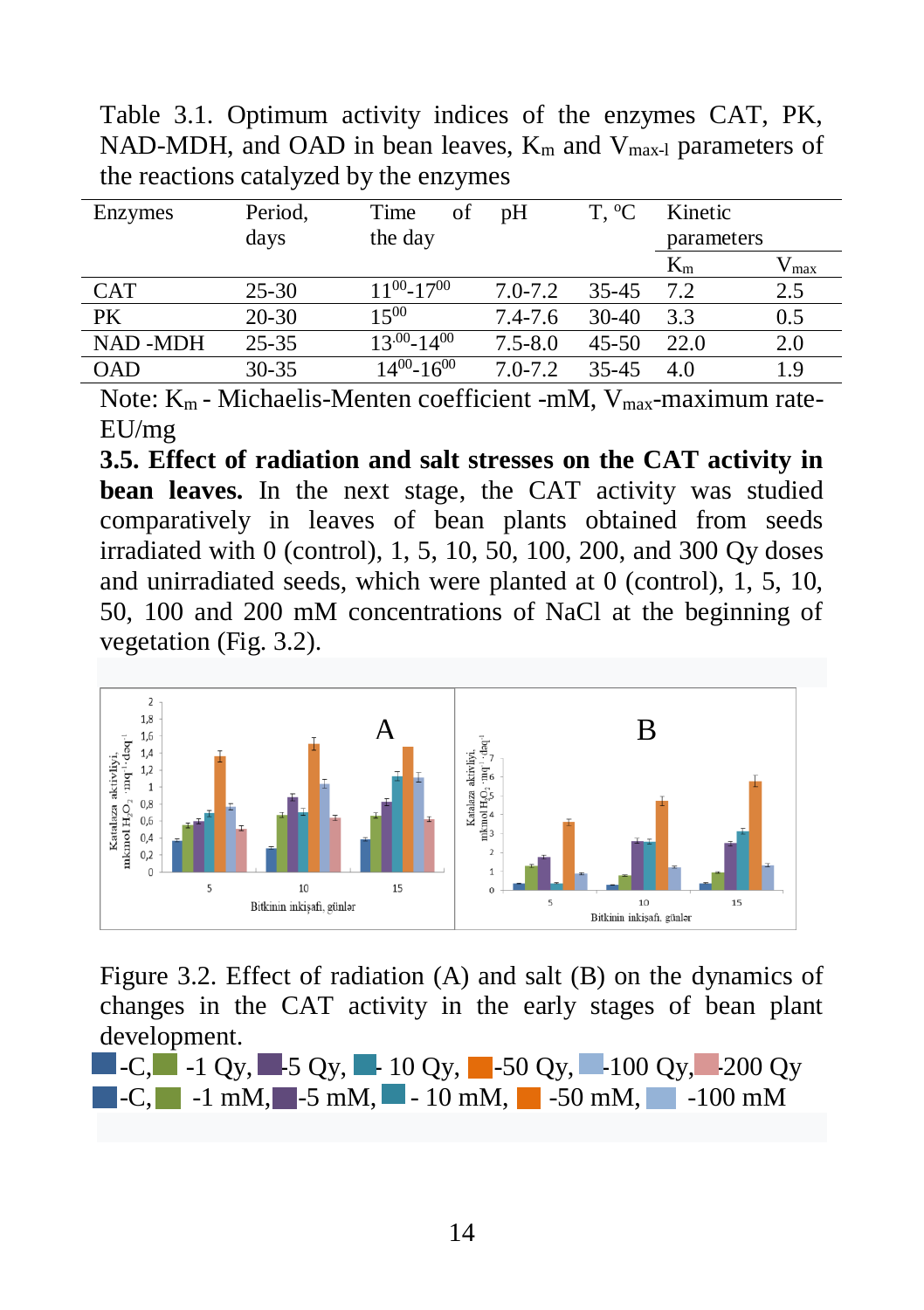Table 3.1. Optimum activity indices of the enzymes CAT, PK, NAD-MDH, and OAD in bean leaves, $K_m$ and $V_{max\text{-}l}$ parameters of the reactions catalyzed by the enzymes

| Enzymes | Period, days | Time of the day | pH | T, °C | Kinetic parameters | |
|---|---|---|---|---|---|---|
| | | | | | $K_m$ | $V_{max}$ |
| CAT | 25-30 | $11^{00}$-$17^{00}$ | 7.0-7.2 | 35-45 | 7.2 | 2.5 |
| PK | 20-30 | $15^{00}$ | 7.4-7.6 | 30-40 | 3.3 | 0.5 |
| NAD -MDH | 25-35 | $13^{.00}$-$14^{00}$ | 7.5-8.0 | 45-50 | 22.0 | 2.0 |
| OAD | 30-35 | $14^{00}$-$16^{00}$ | 7.0-7.2 | 35-45 | 4.0 | 1.9 |

Note: $K_m$ - Michaelis-Menten coefficient -mM, $V_{max}$-maximum rate-EU/mg

**3.5. Effect of radiation and salt stresses on the CAT activity in bean leaves.** In the next stage, the CAT activity was studied comparatively in leaves of bean plants obtained from seeds irradiated with 0 (control), 1, 5, 10, 50, 100, 200, and 300 Qy doses and unirradiated seeds, which were planted at 0 (control), 1, 5, 10, 50, 100 and 200 mM concentrations of NaCl at the beginning of vegetation (Fig. 3.2).

Figure 3.2. Effect of radiation (A) and salt (B) on the dynamics of changes in the CAT activity in the early stages of bean plant development.

-C, -1 Qy, -5 Qy, - 10 Qy, -50 Qy, -100 Qy, -200 Qy

-C, -1 mM, -5 mM, - 10 mM, -50 mM, -100 mM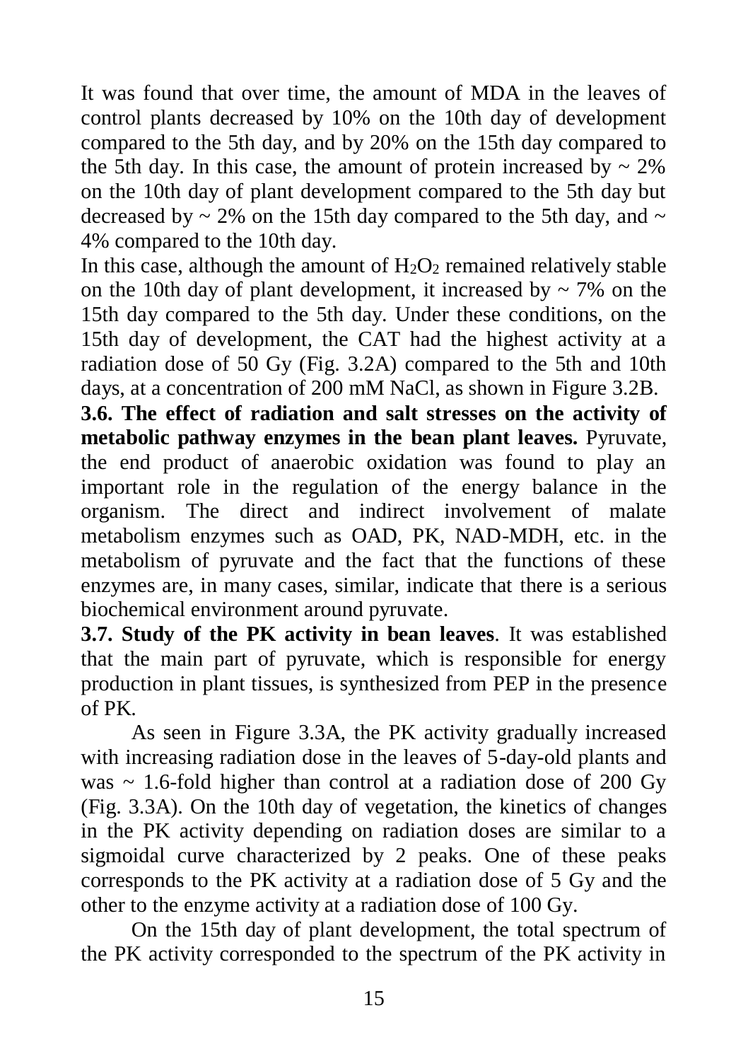It was found that over time, the amount of MDA in the leaves of control plants decreased by 10% on the 10th day of development compared to the 5th day, and by 20% on the 15th day compared to the 5th day. In this case, the amount of protein increased by ~ 2% on the 10th day of plant development compared to the 5th day but decreased by ~ 2% on the 15th day compared to the 5th day, and ~ 4% compared to the 10th day.

In this case, although the amount of $H_2O_2$ remained relatively stable on the 10th day of plant development, it increased by ~ 7% on the 15th day compared to the 5th day. Under these conditions, on the 15th day of development, the CAT had the highest activity at a radiation dose of 50 Gy (Fig. 3.2A) compared to the 5th and 10th days, at a concentration of 200 mM NaCl, as shown in Figure 3.2B.

**3.6. The effect of radiation and salt stresses on the activity of metabolic pathway enzymes in the bean plant leaves.** Pyruvate, the end product of anaerobic oxidation was found to play an important role in the regulation of the energy balance in the organism. The direct and indirect involvement of malate metabolism enzymes such as OAD, PK, NAD-MDH, etc. in the metabolism of pyruvate and the fact that the functions of these enzymes are, in many cases, similar, indicate that there is a serious biochemical environment around pyruvate.

**3.7. Study of the PK activity in bean leaves**. It was established that the main part of pyruvate, which is responsible for energy production in plant tissues, is synthesized from PEP in the presence of PK.

As seen in Figure 3.3A, the PK activity gradually increased with increasing radiation dose in the leaves of 5-day-old plants and was ~ 1.6-fold higher than control at a radiation dose of 200 Gy (Fig. 3.3A). On the 10th day of vegetation, the kinetics of changes in the PK activity depending on radiation doses are similar to a sigmoidal curve characterized by 2 peaks. One of these peaks corresponds to the PK activity at a radiation dose of 5 Gy and the other to the enzyme activity at a radiation dose of 100 Gy.

On the 15th day of plant development, the total spectrum of the PK activity corresponded to the spectrum of the PK activity in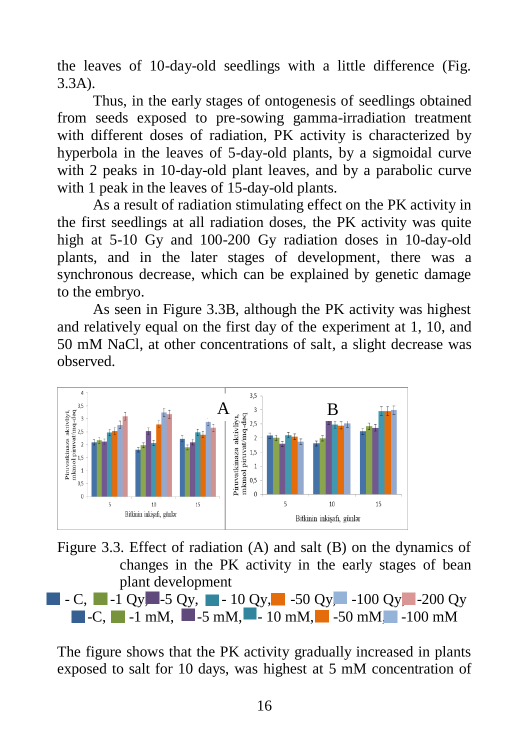the leaves of 10-day-old seedlings with a little difference (Fig. 3.3A).

Thus, in the early stages of ontogenesis of seedlings obtained from seeds exposed to pre-sowing gamma-irradiation treatment with different doses of radiation, PK activity is characterized by hyperbola in the leaves of 5-day-old plants, by a sigmoidal curve with 2 peaks in 10-day-old plant leaves, and by a parabolic curve with 1 peak in the leaves of 15-day-old plants.

As a result of radiation stimulating effect on the PK activity in the first seedlings at all radiation doses, the PK activity was quite high at 5-10 Gy and 100-200 Gy radiation doses in 10-day-old plants, and in the later stages of development, there was a synchronous decrease, which can be explained by genetic damage to the embryo.

As seen in Figure 3.3B, although the PK activity was highest and relatively equal on the first day of the experiment at 1, 10, and 50 mM NaCl, at other concentrations of salt, a slight decrease was observed.

Figure 3.3. Effect of radiation (A) and salt (B) on the dynamics of changes in the PK activity in the early stages of bean plant development

- C, -1 Qy, -5 Qy, - 10 Qy, -50 Qy, -100 Qy, -200 Qy
-C, -1 mM, -5 mM, - 10 mM, -50 mM, -100 mM

The figure shows that the PK activity gradually increased in plants exposed to salt for 10 days, was highest at 5 mM concentration of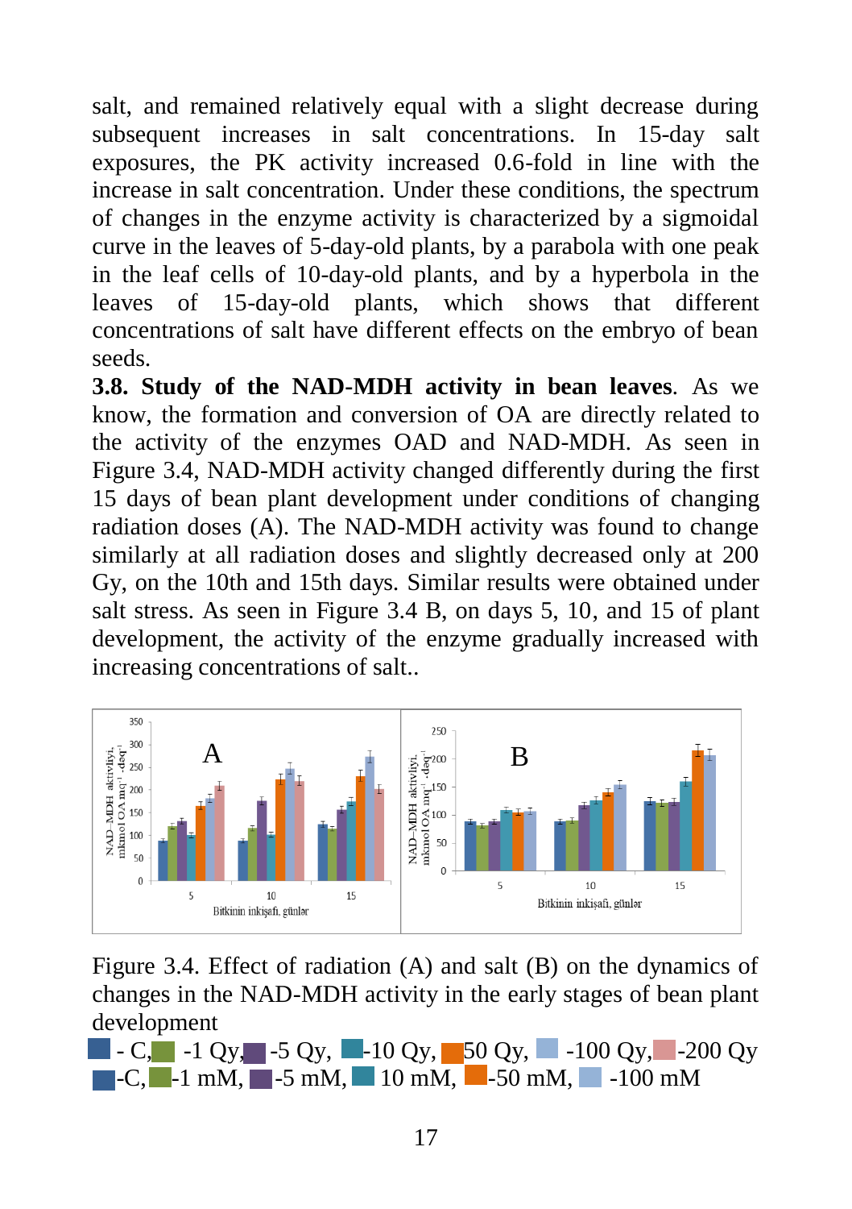salt, and remained relatively equal with a slight decrease during subsequent increases in salt concentrations. In 15-day salt exposures, the PK activity increased 0.6-fold in line with the increase in salt concentration. Under these conditions, the spectrum of changes in the enzyme activity is characterized by a sigmoidal curve in the leaves of 5-day-old plants, by a parabola with one peak in the leaf cells of 10-day-old plants, and by a hyperbola in the leaves of 15-day-old plants, which shows that different concentrations of salt have different effects on the embryo of bean seeds.

**3.8. Study of the NAD-MDH activity in bean leaves**. As we know, the formation and conversion of OA are directly related to the activity of the enzymes OAD and NAD-MDH. As seen in Figure 3.4, NAD-MDH activity changed differently during the first 15 days of bean plant development under conditions of changing radiation doses (A). The NAD-MDH activity was found to change similarly at all radiation doses and slightly decreased only at 200 Gy, on the 10th and 15th days. Similar results were obtained under salt stress. As seen in Figure 3.4 B, on days 5, 10, and 15 of plant development, the activity of the enzyme gradually increased with increasing concentrations of salt..

Figure 3.4. Effect of radiation (A) and salt (B) on the dynamics of changes in the NAD-MDH activity in the early stages of bean plant development

- C, -1 Qy, -5 Qy, -10 Qy, 50 Qy, -100 Qy, -200 Qy

-C, -1 mM, -5 mM, 10 mM, -50 mM, -100 mM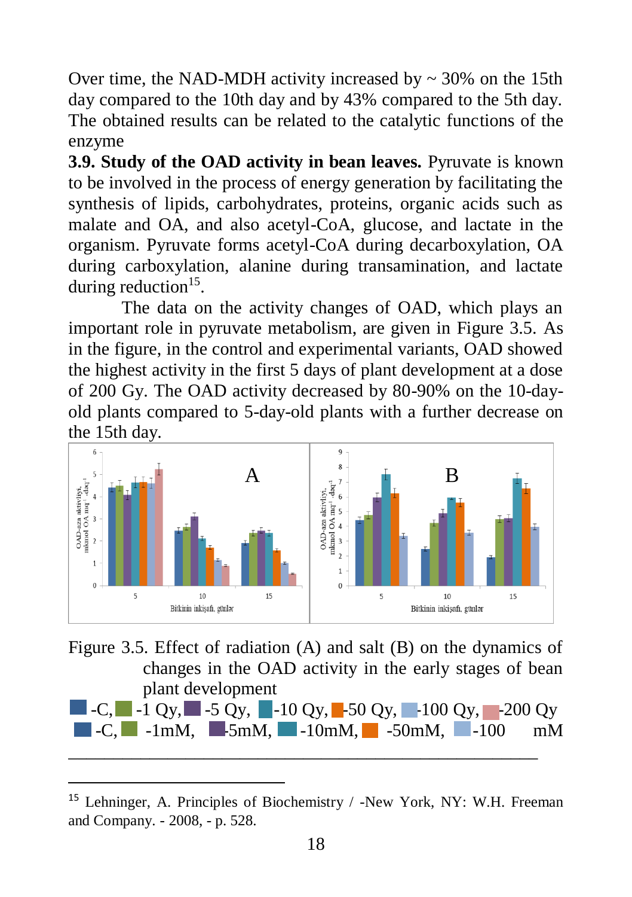Over time, the NAD-MDH activity increased by ~ 30% on the 15th day compared to the 10th day and by 43% compared to the 5th day. The obtained results can be related to the catalytic functions of the enzyme

**3.9. Study of the OAD activity in bean leaves.** Pyruvate is known to be involved in the process of energy generation by facilitating the synthesis of lipids, carbohydrates, proteins, organic acids such as malate and OA, and also acetyl-CoA, glucose, and lactate in the organism. Pyruvate forms acetyl-CoA during decarboxylation, OA during carboxylation, alanine during transamination, and lactate during reduction[15].

The data on the activity changes of OAD, which plays an important role in pyruvate metabolism, are given in Figure 3.5. As in the figure, in the control and experimental variants, OAD showed the highest activity in the first 5 days of plant development at a dose of 200 Gy. The OAD activity decreased by 80-90% on the 10-day-old plants compared to 5-day-old plants with a further decrease on the 15th day.

Figure 3.5. Effect of radiation (A) and salt (B) on the dynamics of changes in the OAD activity in the early stages of bean plant development

-C, -1 Qy, -5 Qy, -10 Qy, -50 Qy, -100 Qy, -200 Qy
-C, -1mM, -5mM, -10mM, -50mM, -100 mM

[15] Lehninger, A. Principles of Biochemistry / -New York, NY: W.H. Freeman and Company. - 2008, - p. 528.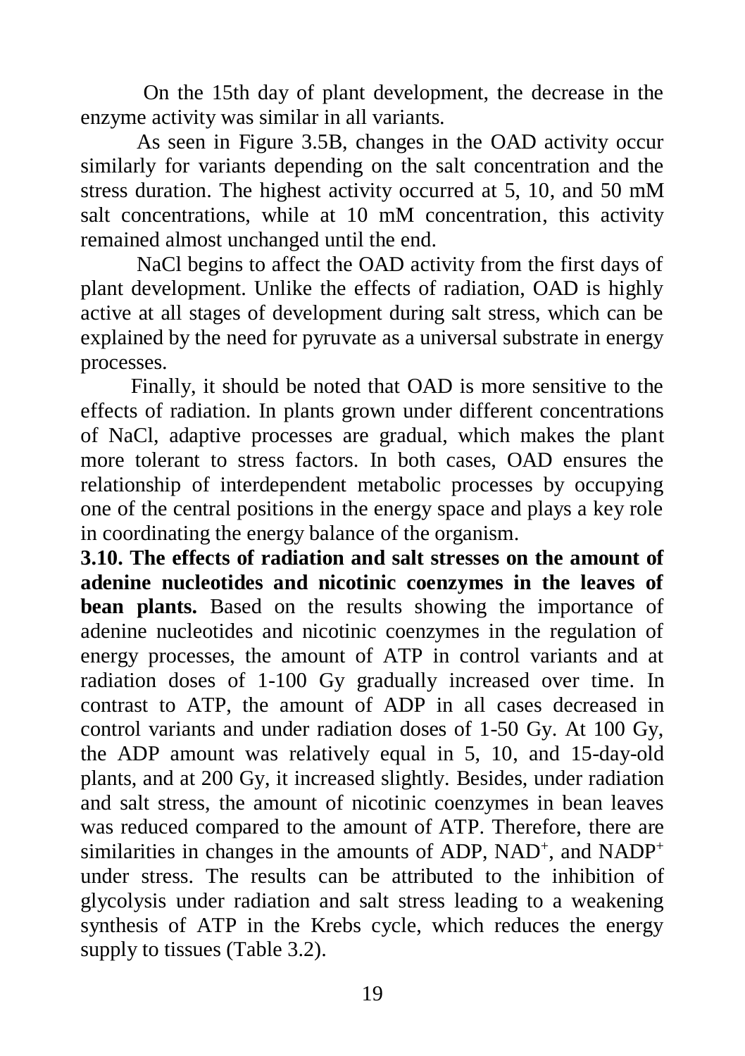On the 15th day of plant development, the decrease in the enzyme activity was similar in all variants.

As seen in Figure 3.5B, changes in the OAD activity occur similarly for variants depending on the salt concentration and the stress duration. The highest activity occurred at 5, 10, and 50 mM salt concentrations, while at 10 mM concentration, this activity remained almost unchanged until the end.

NaCl begins to affect the OAD activity from the first days of plant development. Unlike the effects of radiation, OAD is highly active at all stages of development during salt stress, which can be explained by the need for pyruvate as a universal substrate in energy processes.

Finally, it should be noted that OAD is more sensitive to the effects of radiation. In plants grown under different concentrations of NaCl, adaptive processes are gradual, which makes the plant more tolerant to stress factors. In both cases, OAD ensures the relationship of interdependent metabolic processes by occupying one of the central positions in the energy space and plays a key role in coordinating the energy balance of the organism.

**3.10. The effects of radiation and salt stresses on the amount of adenine nucleotides and nicotinic coenzymes in the leaves of bean plants.** Based on the results showing the importance of adenine nucleotides and nicotinic coenzymes in the regulation of energy processes, the amount of ATP in control variants and at radiation doses of 1-100 Gy gradually increased over time. In contrast to ATP, the amount of ADP in all cases decreased in control variants and under radiation doses of 1-50 Gy. At 100 Gy, the ADP amount was relatively equal in 5, 10, and 15-day-old plants, and at 200 Gy, it increased slightly. Besides, under radiation and salt stress, the amount of nicotinic coenzymes in bean leaves was reduced compared to the amount of ATP. Therefore, there are similarities in changes in the amounts of ADP, $NAD^+$, and $NADP^+$ under stress. The results can be attributed to the inhibition of glycolysis under radiation and salt stress leading to a weakening synthesis of ATP in the Krebs cycle, which reduces the energy supply to tissues (Table 3.2).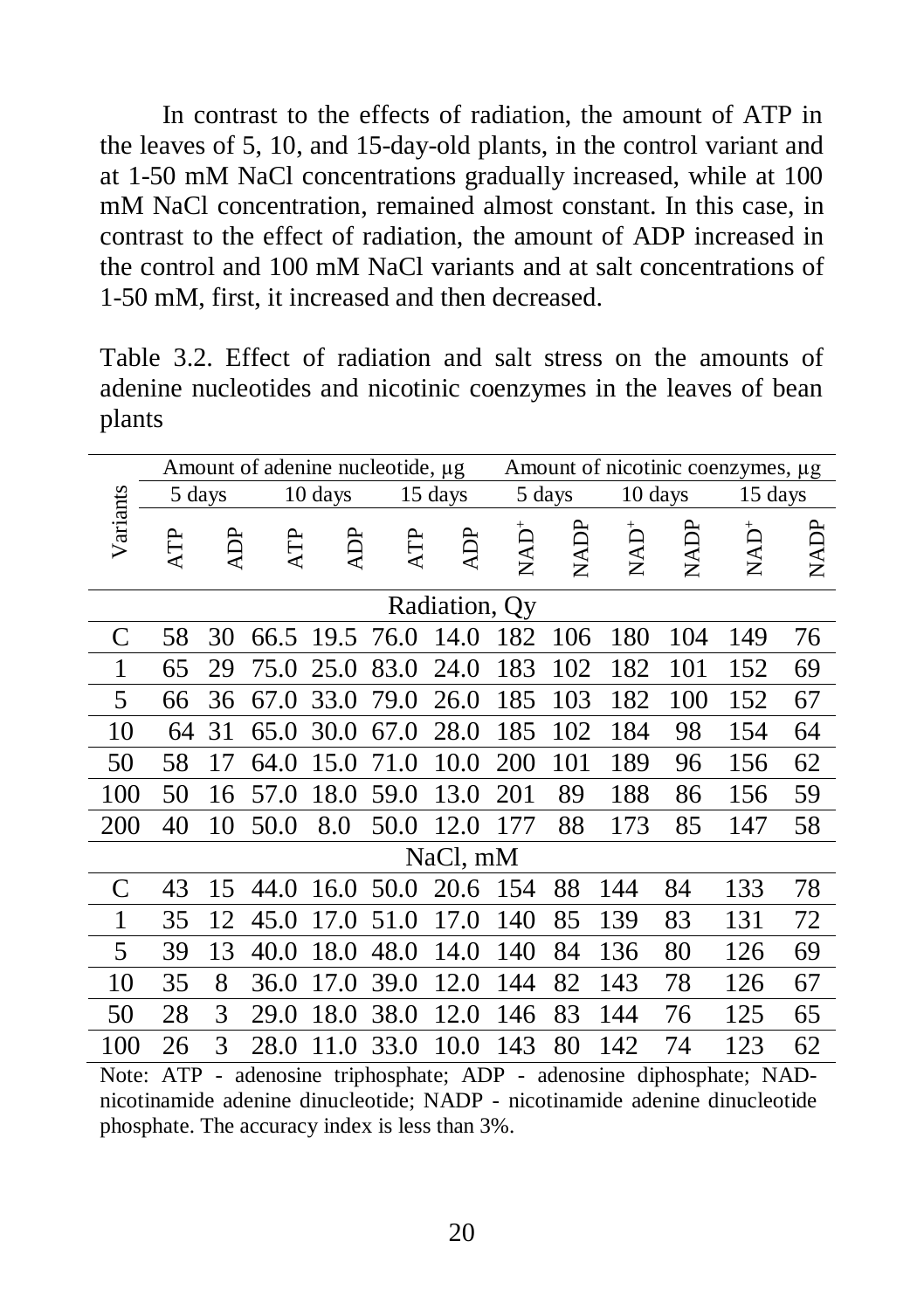In contrast to the effects of radiation, the amount of ATP in the leaves of 5, 10, and 15-day-old plants, in the control variant and at 1-50 mM NaCl concentrations gradually increased, while at 100 mM NaCl concentration, remained almost constant. In this case, in contrast to the effect of radiation, the amount of ADP increased in the control and 100 mM NaCl variants and at salt concentrations of 1-50 mM, first, it increased and then decreased.

Table 3.2. Effect of radiation and salt stress on the amounts of adenine nucleotides and nicotinic coenzymes in the leaves of bean plants

| Variants | Amount of adenine nucleotide, µg | | | | | | Amount of nicotinic coenzymes, µg | | | | | |
|---|---|---|---|---|---|---|---|---|---|---|---|---|
| | 5 days | | 10 days | | 15 days | | 5 days | | 10 days | | 15 days | |
| | ATP | ADP | ATP | ADP | ATP | ADP | $NAD^+$ | NADP | $NAD^+$ | NADP | $NAD^+$ | NADP |
| Radiation, Qy | | | | | | | | | | | | |
| C | 58 | 30 | 66.5 | 19.5 | 76.0 | 14.0 | 182 | 106 | 180 | 104 | 149 | 76 |
| 1 | 65 | 29 | 75.0 | 25.0 | 83.0 | 24.0 | 183 | 102 | 182 | 101 | 152 | 69 |
| 5 | 66 | 36 | 67.0 | 33.0 | 79.0 | 26.0 | 185 | 103 | 182 | 100 | 152 | 67 |
| 10 | 64 | 31 | 65.0 | 30.0 | 67.0 | 28.0 | 185 | 102 | 184 | 98 | 154 | 64 |
| 50 | 58 | 17 | 64.0 | 15.0 | 71.0 | 10.0 | 200 | 101 | 189 | 96 | 156 | 62 |
| 100 | 50 | 16 | 57.0 | 18.0 | 59.0 | 13.0 | 201 | 89 | 188 | 86 | 156 | 59 |
| 200 | 40 | 10 | 50.0 | 8.0 | 50.0 | 12.0 | 177 | 88 | 173 | 85 | 147 | 58 |
| NaCl, mM | | | | | | | | | | | | |
| C | 43 | 15 | 44.0 | 16.0 | 50.0 | 20.6 | 154 | 88 | 144 | 84 | 133 | 78 |
| 1 | 35 | 12 | 45.0 | 17.0 | 51.0 | 17.0 | 140 | 85 | 139 | 83 | 131 | 72 |
| 5 | 39 | 13 | 40.0 | 18.0 | 48.0 | 14.0 | 140 | 84 | 136 | 80 | 126 | 69 |
| 10 | 35 | 8 | 36.0 | 17.0 | 39.0 | 12.0 | 144 | 82 | 143 | 78 | 126 | 67 |
| 50 | 28 | 3 | 29.0 | 18.0 | 38.0 | 12.0 | 146 | 83 | 144 | 76 | 125 | 65 |
| 100 | 26 | 3 | 28.0 | 11.0 | 33.0 | 10.0 | 143 | 80 | 142 | 74 | 123 | 62 |

Note: ATP - adenosine triphosphate; ADP - adenosine diphosphate; NAD-nicotinamide adenine dinucleotide; NADP - nicotinamide adenine dinucleotide phosphate. The accuracy index is less than 3%.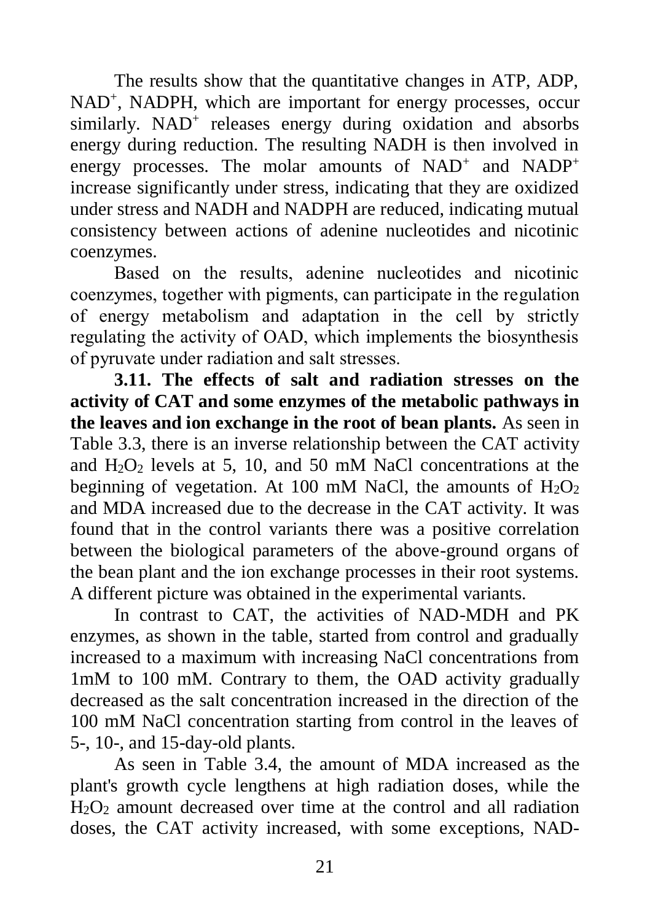The results show that the quantitative changes in ATP, ADP, $NAD^+$, NADPH, which are important for energy processes, occur similarly. $NAD^+$ releases energy during oxidation and absorbs energy during reduction. The resulting NADH is then involved in energy processes. The molar amounts of $NAD^+$ and $NADP^+$ increase significantly under stress, indicating that they are oxidized under stress and NADH and NADPH are reduced, indicating mutual consistency between actions of adenine nucleotides and nicotinic coenzymes.

Based on the results, adenine nucleotides and nicotinic coenzymes, together with pigments, can participate in the regulation of energy metabolism and adaptation in the cell by strictly regulating the activity of OAD, which implements the biosynthesis of pyruvate under radiation and salt stresses.

**3.11. The effects of salt and radiation stresses on the activity of CAT and some enzymes of the metabolic pathways in the leaves and ion exchange in the root of bean plants.** As seen in Table 3.3, there is an inverse relationship between the CAT activity and $H_2O_2$ levels at 5, 10, and 50 mM NaCl concentrations at the beginning of vegetation. At 100 mM NaCl, the amounts of $H_2O_2$ and MDA increased due to the decrease in the CAT activity. It was found that in the control variants there was a positive correlation between the biological parameters of the above-ground organs of the bean plant and the ion exchange processes in their root systems. A different picture was obtained in the experimental variants.

In contrast to CAT, the activities of NAD-MDH and PK enzymes, as shown in the table, started from control and gradually increased to a maximum with increasing NaCl concentrations from 1mM to 100 mM. Contrary to them, the OAD activity gradually decreased as the salt concentration increased in the direction of the 100 mM NaCl concentration starting from control in the leaves of 5-, 10-, and 15-day-old plants.

As seen in Table 3.4, the amount of MDA increased as the plant's growth cycle lengthens at high radiation doses, while the $H_2O_2$ amount decreased over time at the control and all radiation doses, the CAT activity increased, with some exceptions, NAD-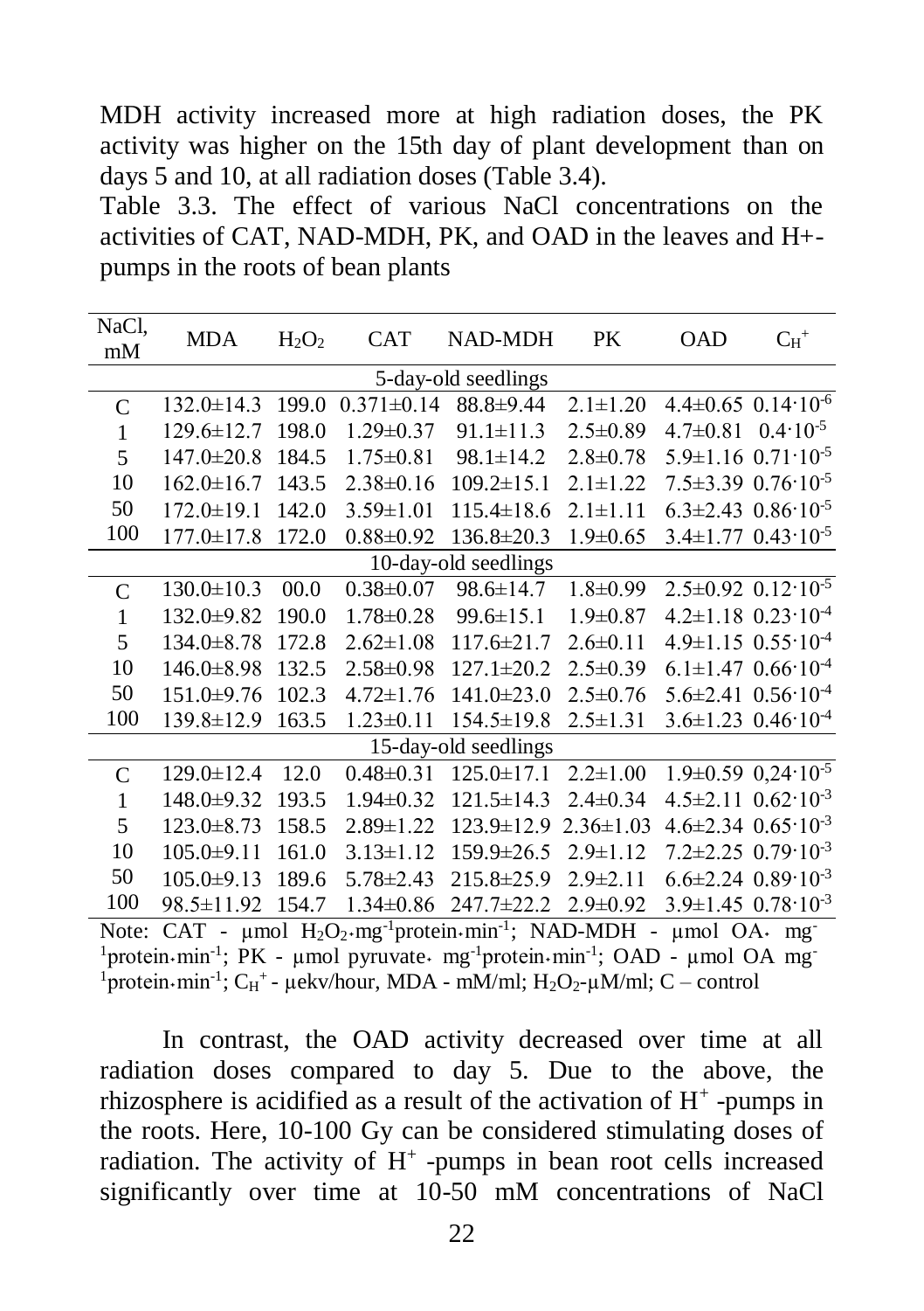MDH activity increased more at high radiation doses, the PK activity was higher on the 15th day of plant development than on days 5 and 10, at all radiation doses (Table 3.4).

Table 3.3. The effect of various NaCl concentrations on the activities of CAT, NAD-MDH, PK, and OAD in the leaves and H+-pumps in the roots of bean plants

| NaCl, mM | MDA | $H_2O_2$ | CAT | NAD-MDH | PK | OAD | $C_H^+$ |
|---|---|---|---|---|---|---|---|
| 5-day-old seedlings | | | | | | | |
| C | 132.0±14.3 | 199.0 | 0.371±0.14 | 88.8±9.44 | 2.1±1.20 | 4.4±0.65 | $0.14 \cdot 10^{-6}$ |
| 1 | 129.6±12.7 | 198.0 | 1.29±0.37 | 91.1±11.3 | 2.5±0.89 | 4.7±0.81 | $0.4 \cdot 10^{-5}$ |
| 5 | 147.0±20.8 | 184.5 | 1.75±0.81 | 98.1±14.2 | 2.8±0.78 | 5.9±1.16 | $0.71 \cdot 10^{-5}$ |
| 10 | 162.0±16.7 | 143.5 | 2.38±0.16 | 109.2±15.1 | 2.1±1.22 | 7.5±3.39 | $0.76 \cdot 10^{-5}$ |
| 50 | 172.0±19.1 | 142.0 | 3.59±1.01 | 115.4±18.6 | 2.1±1.11 | 6.3±2.43 | $0.86 \cdot 10^{-5}$ |
| 100 | 177.0±17.8 | 172.0 | 0.88±0.92 | 136.8±20.3 | 1.9±0.65 | 3.4±1.77 | $0.43 \cdot 10^{-5}$ |
| 10-day-old seedlings | | | | | | | |
| C | 130.0±10.3 | 00.0 | 0.38±0.07 | 98.6±14.7 | 1.8±0.99 | 2.5±0.92 | $0.12 \cdot 10^{-5}$ |
| 1 | 132.0±9.82 | 190.0 | 1.78±0.28 | 99.6±15.1 | 1.9±0.87 | 4.2±1.18 | $0.23 \cdot 10^{-4}$ |
| 5 | 134.0±8.78 | 172.8 | 2.62±1.08 | 117.6±21.7 | 2.6±0.11 | 4.9±1.15 | $0.55 \cdot 10^{-4}$ |
| 10 | 146.0±8.98 | 132.5 | 2.58±0.98 | 127.1±20.2 | 2.5±0.39 | 6.1±1.47 | $0.66 \cdot 10^{-4}$ |
| 50 | 151.0±9.76 | 102.3 | 4.72±1.76 | 141.0±23.0 | 2.5±0.76 | 5.6±2.41 | $0.56 \cdot 10^{-4}$ |
| 100 | 139.8±12.9 | 163.5 | 1.23±0.11 | 154.5±19.8 | 2.5±1.31 | 3.6±1.23 | $0.46 \cdot 10^{-4}$ |
| 15-day-old seedlings | | | | | | | |
| C | 129.0±12.4 | 12.0 | 0.48±0.31 | 125.0±17.1 | 2.2±1.00 | 1.9±0.59 | $0,24 \cdot 10^{-5}$ |
| 1 | 148.0±9.32 | 193.5 | 1.94±0.32 | 121.5±14.3 | 2.4±0.34 | 4.5±2.11 | $0.62 \cdot 10^{-3}$ |
| 5 | 123.0±8.73 | 158.5 | 2.89±1.22 | 123.9±12.9 | 2.36±1.03 | 4.6±2.34 | $0.65 \cdot 10^{-3}$ |
| 10 | 105.0±9.11 | 161.0 | 3.13±1.12 | 159.9±26.5 | 2.9±1.12 | 7.2±2.25 | $0.79 \cdot 10^{-3}$ |
| 50 | 105.0±9.13 | 189.6 | 5.78±2.43 | 215.8±25.9 | 2.9±2.11 | 6.6±2.24 | $0.89 \cdot 10^{-3}$ |
| 100 | 98.5±11.92 | 154.7 | 1.34±0.86 | 247.7±22.2 | 2.9±0.92 | 3.9±1.45 | $0.78 \cdot 10^{-3}$ |

Note: CAT - μmol $H_2O_2 \cdot mg^{-1}protein \cdot min^{-1}$; NAD-MDH - μmol OA$\cdot$ $mg^{-1}protein \cdot min^{-1}$; PK - μmol pyruvate$\cdot$ $mg^{-1}protein \cdot min^{-1}$; OAD - μmol OA $mg^{-1}protein \cdot min^{-1}$; $C_H^+$ - μekv/hour, MDA - mM/ml; $H_2O_2$-μM/ml; C – control

In contrast, the OAD activity decreased over time at all radiation doses compared to day 5. Due to the above, the rhizosphere is acidified as a result of the activation of $H^+$ -pumps in the roots. Here, 10-100 Gy can be considered stimulating doses of radiation. The activity of $H^+$ -pumps in bean root cells increased significantly over time at 10-50 mM concentrations of NaCl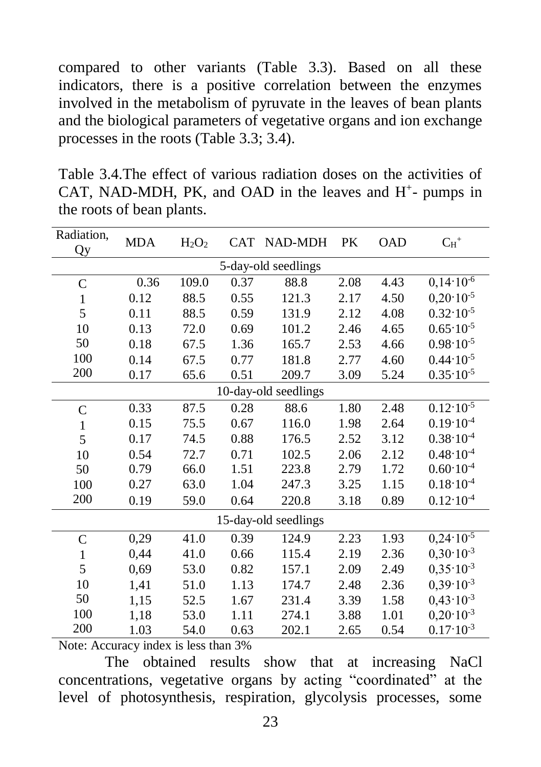compared to other variants (Table 3.3). Based on all these indicators, there is a positive correlation between the enzymes involved in the metabolism of pyruvate in the leaves of bean plants and the biological parameters of vegetative organs and ion exchange processes in the roots (Table 3.3; 3.4).

Table 3.4.The effect of various radiation doses on the activities of CAT, NAD-MDH, PK, and OAD in the leaves and $H^+$- pumps in the roots of bean plants.

| Radiation, Qy | MDA | $H_2O_2$ | CAT | NAD-MDH | PK | OAD | $C_{H}^{+}$ |
|---|---|---|---|---|---|---|---|
| 5-day-old seedlings | | | | | | | |
| C | 0.36 | 109.0 | 0.37 | 88.8 | 2.08 | 4.43 | $0,14 \cdot 10^{-6}$ |
| 1 | 0.12 | 88.5 | 0.55 | 121.3 | 2.17 | 4.50 | $0,20 \cdot 10^{-5}$ |
| 5 | 0.11 | 88.5 | 0.59 | 131.9 | 2.12 | 4.08 | $0.32 \cdot 10^{-5}$ |
| 10 | 0.13 | 72.0 | 0.69 | 101.2 | 2.46 | 4.65 | $0.65 \cdot 10^{-5}$ |
| 50 | 0.18 | 67.5 | 1.36 | 165.7 | 2.53 | 4.66 | $0.98 \cdot 10^{-5}$ |
| 100 | 0.14 | 67.5 | 0.77 | 181.8 | 2.77 | 4.60 | $0.44 \cdot 10^{-5}$ |
| 200 | 0.17 | 65.6 | 0.51 | 209.7 | 3.09 | 5.24 | $0.35 \cdot 10^{-5}$ |
| 10-day-old seedlings | | | | | | | |
| C | 0.33 | 87.5 | 0.28 | 88.6 | 1.80 | 2.48 | $0.12 \cdot 10^{-5}$ |
| 1 | 0.15 | 75.5 | 0.67 | 116.0 | 1.98 | 2.64 | $0.19 \cdot 10^{-4}$ |
| 5 | 0.17 | 74.5 | 0.88 | 176.5 | 2.52 | 3.12 | $0.38 \cdot 10^{-4}$ |
| 10 | 0.54 | 72.7 | 0.71 | 102.5 | 2.06 | 2.12 | $0.48 \cdot 10^{-4}$ |
| 50 | 0.79 | 66.0 | 1.51 | 223.8 | 2.79 | 1.72 | $0.60 \cdot 10^{-4}$ |
| 100 | 0.27 | 63.0 | 1.04 | 247.3 | 3.25 | 1.15 | $0.18 \cdot 10^{-4}$ |
| 200 | 0.19 | 59.0 | 0.64 | 220.8 | 3.18 | 0.89 | $0.12 \cdot 10^{-4}$ |
| 15-day-old seedlings | | | | | | | |
| C | 0,29 | 41.0 | 0.39 | 124.9 | 2.23 | 1.93 | $0,24 \cdot 10^{-5}$ |
| 1 | 0,44 | 41.0 | 0.66 | 115.4 | 2.19 | 2.36 | $0,30 \cdot 10^{-3}$ |
| 5 | 0,69 | 53.0 | 0.82 | 157.1 | 2.09 | 2.49 | $0,35 \cdot 10^{-3}$ |
| 10 | 1,41 | 51.0 | 1.13 | 174.7 | 2.48 | 2.36 | $0,39 \cdot 10^{-3}$ |
| 50 | 1,15 | 52.5 | 1.67 | 231.4 | 3.39 | 1.58 | $0,43 \cdot 10^{-3}$ |
| 100 | 1,18 | 53.0 | 1.11 | 274.1 | 3.88 | 1.01 | $0,20 \cdot 10^{-3}$ |
| 200 | 1.03 | 54.0 | 0.63 | 202.1 | 2.65 | 0.54 | $0.17 \cdot 10^{-3}$ |

Note: Accuracy index is less than 3%

The obtained results show that at increasing NaCl concentrations, vegetative organs by acting "coordinated" at the level of photosynthesis, respiration, glycolysis processes, some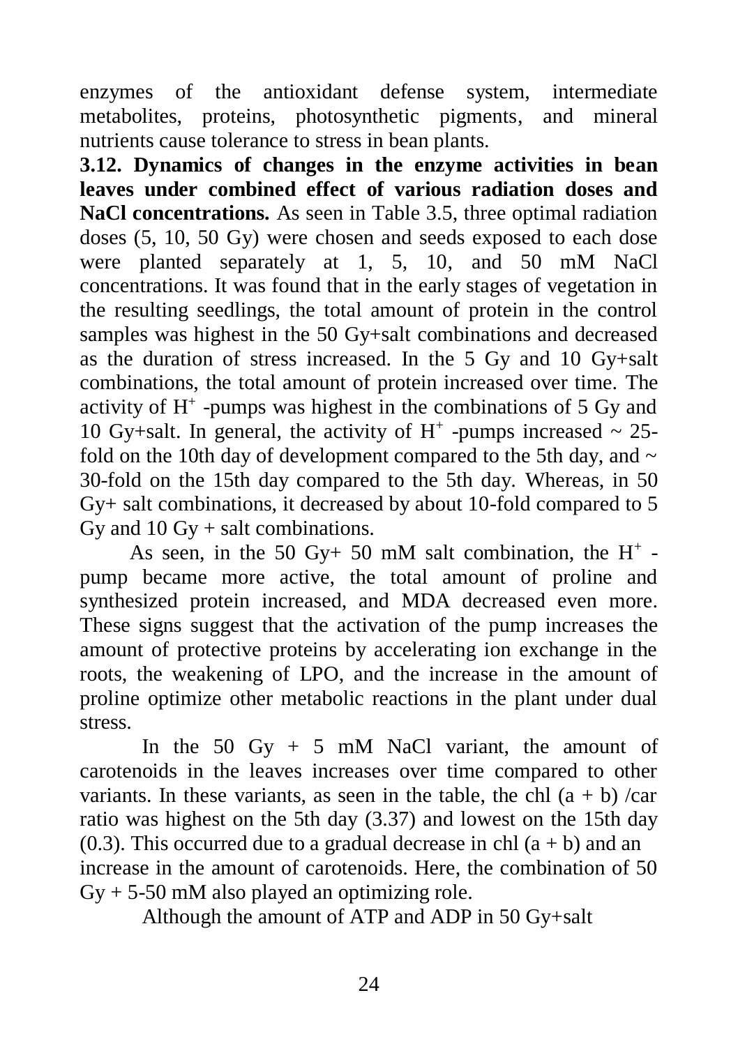enzymes of the antioxidant defense system, intermediate metabolites, proteins, photosynthetic pigments, and mineral nutrients cause tolerance to stress in bean plants.

**3.12. Dynamics of changes in the enzyme activities in bean leaves under combined effect of various radiation doses and NaCl concentrations.** As seen in Table 3.5, three optimal radiation doses (5, 10, 50 Gy) were chosen and seeds exposed to each dose were planted separately at 1, 5, 10, and 50 mM NaCl concentrations. It was found that in the early stages of vegetation in the resulting seedlings, the total amount of protein in the control samples was highest in the 50 Gy+salt combinations and decreased as the duration of stress increased. In the 5 Gy and 10 Gy+salt combinations, the total amount of protein increased over time. The activity of $H^+$ -pumps was highest in the combinations of 5 Gy and 10 Gy+salt. In general, the activity of $H^+$ -pumps increased ~ 25-fold on the 10th day of development compared to the 5th day, and ~ 30-fold on the 15th day compared to the 5th day. Whereas, in 50 Gy+ salt combinations, it decreased by about 10-fold compared to 5 Gy and 10 Gy + salt combinations.

As seen, in the 50 Gy+ 50 mM salt combination, the $H^+$ -pump became more active, the total amount of proline and synthesized protein increased, and MDA decreased even more. These signs suggest that the activation of the pump increases the amount of protective proteins by accelerating ion exchange in the roots, the weakening of LPO, and the increase in the amount of proline optimize other metabolic reactions in the plant under dual stress.

In the 50 Gy + 5 mM NaCl variant, the amount of carotenoids in the leaves increases over time compared to other variants. In these variants, as seen in the table, the chl (a + b) /car ratio was highest on the 5th day (3.37) and lowest on the 15th day (0.3). This occurred due to a gradual decrease in chl (a + b) and an increase in the amount of carotenoids. Here, the combination of 50 Gy + 5-50 mM also played an optimizing role.

Although the amount of ATP and ADP in 50 Gy+salt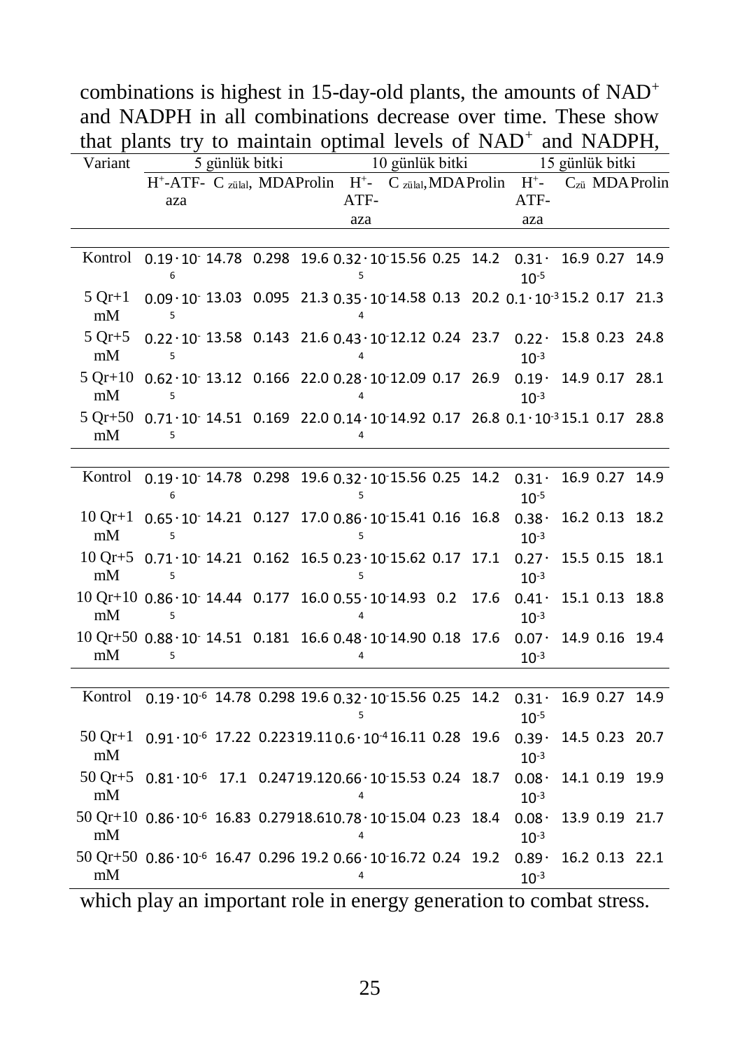combinations is highest in 15-day-old plants, the amounts of $NAD^+$ and NADPH in all combinations decrease over time. These show that plants try to maintain optimal levels of $NAD^+$ and NADPH,

| Variant | 5 günlük bitki | | | | 10 günlük bitki | | | | 15 günlük bitki | | | |
|---|---|---|---|---|---|---|---|---|---|---|---|---|
| | $H^+$-ATF-aza | C zülal, | MDA | Prolin | $H^+$-ATF-aza | C zülal, | MDA | Prolin | $H^+$-ATF-aza | Czü | MDA | Prolin |
| Kontrol | $0.19 \cdot 10^{-6}$ | 14.78 | 0.298 | 19.6 | $0.32 \cdot 10^{-5}$ | 15.56 | 0.25 | 14.2 | $0.31 \cdot 10^{-5}$ | 16.9 | 0.27 | 14.9 |
| 5 Qr+1 mM | $0.09 \cdot 10^{-5}$ | 13.03 | 0.095 | 21.3 | $0.35 \cdot 10^{-4}$ | 14.58 | 0.13 | 20.2 | $0.1 \cdot 10^{-3}$ | 15.2 | 0.17 | 21.3 |
| 5 Qr+5 mM | $0.22 \cdot 10^{-5}$ | 13.58 | 0.143 | 21.6 | $0.43 \cdot 10^{-4}$ | 12.12 | 0.24 | 23.7 | $0.22 \cdot 10^{-3}$ | 15.8 | 0.23 | 24.8 |
| 5 Qr+10 mM | $0.62 \cdot 10^{-5}$ | 13.12 | 0.166 | 22.0 | $0.28 \cdot 10^{-4}$ | 12.09 | 0.17 | 26.9 | $0.19 \cdot 10^{-3}$ | 14.9 | 0.17 | 28.1 |
| 5 Qr+50 mM | $0.71 \cdot 10^{-5}$ | 14.51 | 0.169 | 22.0 | $0.14 \cdot 10^{-4}$ | 14.92 | 0.17 | 26.8 | $0.1 \cdot 10^{-3}$ | 15.1 | 0.17 | 28.8 |
| Kontrol | $0.19 \cdot 10^{-6}$ | 14.78 | 0.298 | 19.6 | $0.32 \cdot 10^{-5}$ | 15.56 | 0.25 | 14.2 | $0.31 \cdot 10^{-5}$ | 16.9 | 0.27 | 14.9 |
| 10 Qr+1 mM | $0.65 \cdot 10^{-5}$ | 14.21 | 0.127 | 17.0 | $0.86 \cdot 10^{-5}$ | 15.41 | 0.16 | 16.8 | $0.38 \cdot 10^{-3}$ | 16.2 | 0.13 | 18.2 |
| 10 Qr+5 mM | $0.71 \cdot 10^{-5}$ | 14.21 | 0.162 | 16.5 | $0.23 \cdot 10^{-5}$ | 15.62 | 0.17 | 17.1 | $0.27 \cdot 10^{-3}$ | 15.5 | 0.15 | 18.1 |
| 10 Qr+10 mM | $0.86 \cdot 10^{-5}$ | 14.44 | 0.177 | 16.0 | $0.55 \cdot 10^{-4}$ | 14.93 | 0.2 | 17.6 | $0.41 \cdot 10^{-3}$ | 15.1 | 0.13 | 18.8 |
| 10 Qr+50 mM | $0.88 \cdot 10^{-5}$ | 14.51 | 0.181 | 16.6 | $0.48 \cdot 10^{-4}$ | 14.90 | 0.18 | 17.6 | $0.07 \cdot 10^{-3}$ | 14.9 | 0.16 | 19.4 |
| Kontrol | $0.19 \cdot 10^{-6}$ | 14.78 | 0.298 | 19.6 | $0.32 \cdot 10^{-5}$ | 15.56 | 0.25 | 14.2 | $0.31 \cdot 10^{-5}$ | 16.9 | 0.27 | 14.9 |
| 50 Qr+1 mM | $0.91 \cdot 10^{-6}$ | 17.22 | 0.223 | 19.11 | $0.6 \cdot 10^{-4}$ | 16.11 | 0.28 | 19.6 | $0.39 \cdot 10^{-3}$ | 14.5 | 0.23 | 20.7 |
| 50 Qr+5 mM | $0.81 \cdot 10^{-6}$ | 17.1 | 0.247 | 19.12 | $0.66 \cdot 10^{-4}$ | 15.53 | 0.24 | 18.7 | $0.08 \cdot 10^{-3}$ | 14.1 | 0.19 | 19.9 |
| 50 Qr+10 mM | $0.86 \cdot 10^{-6}$ | 16.83 | 0.279 | 18.61 | $0.78 \cdot 10^{-4}$ | 15.04 | 0.23 | 18.4 | $0.08 \cdot 10^{-3}$ | 13.9 | 0.19 | 21.7 |
| 50 Qr+50 mM | $0.86 \cdot 10^{-6}$ | 16.47 | 0.296 | 19.2 | $0.66 \cdot 10^{-4}$ | 16.72 | 0.24 | 19.2 | $0.89 \cdot 10^{-3}$ | 16.2 | 0.13 | 22.1 |

which play an important role in energy generation to combat stress.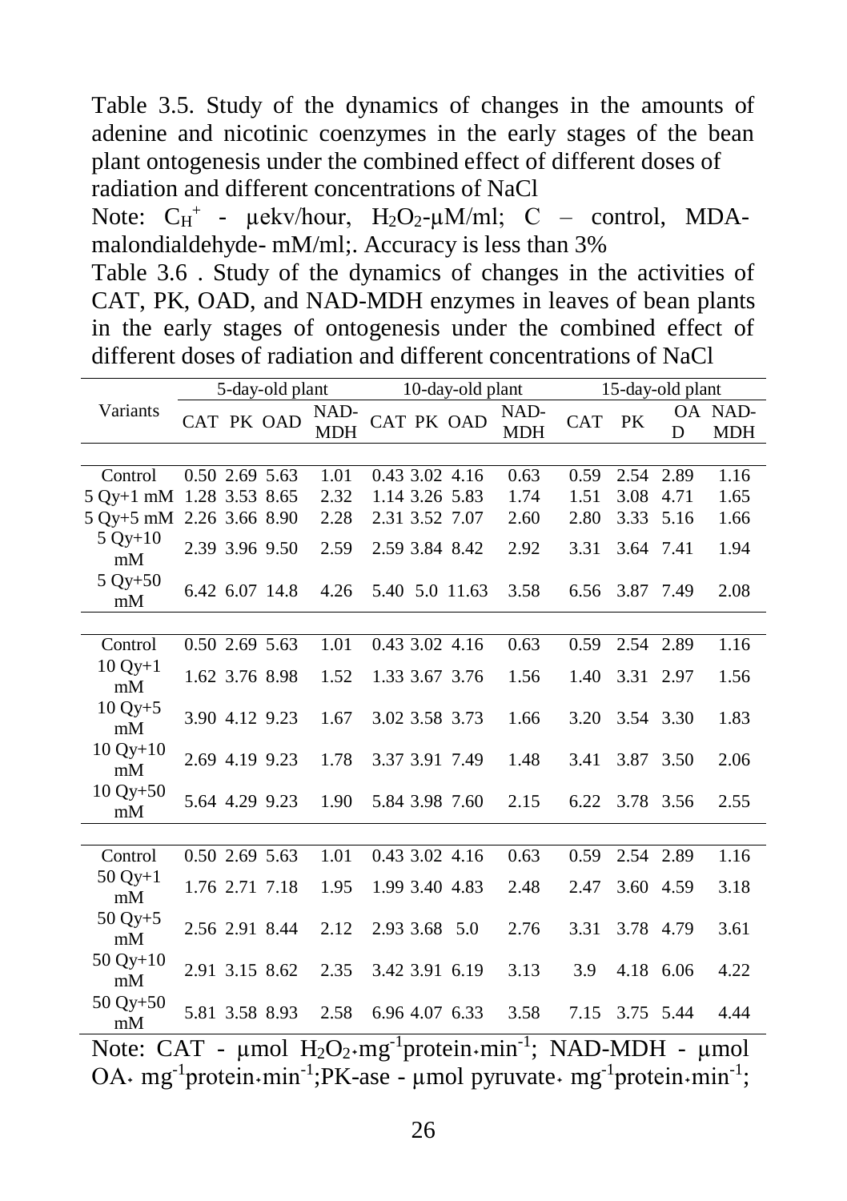Table 3.5. Study of the dynamics of changes in the amounts of adenine and nicotinic coenzymes in the early stages of the bean plant ontogenesis under the combined effect of different doses of radiation and different concentrations of NaCl

Note: $C_H^+$ - μekv/hour, $H_2O_2$-μM/ml; C – control, MDA- malondialdehyde- mM/ml;. Accuracy is less than 3%

Table 3.6 . Study of the dynamics of changes in the activities of CAT, PK, OAD, and NAD-MDH enzymes in leaves of bean plants in the early stages of ontogenesis under the combined effect of different doses of radiation and different concentrations of NaCl

| Variants | 5-day-old plant | | | | 10-day-old plant | | | | 15-day-old plant | | | |
|---|---|---|---|---|---|---|---|---|---|---|---|---|
| | CAT | PK | OAD | NAD-MDH | CAT | PK | OAD | NAD-MDH | CAT | PK | OAD | NAD-MDH |
| Control | 0.50 | 2.69 | 5.63 | 1.01 | 0.43 | 3.02 | 4.16 | 0.63 | 0.59 | 2.54 | 2.89 | 1.16 |
| 5 Qy+1 mM | 1.28 | 3.53 | 8.65 | 2.32 | 1.14 | 3.26 | 5.83 | 1.74 | 1.51 | 3.08 | 4.71 | 1.65 |
| 5 Qy+5 mM | 2.26 | 3.66 | 8.90 | 2.28 | 2.31 | 3.52 | 7.07 | 2.60 | 2.80 | 3.33 | 5.16 | 1.66 |
| 5 Qy+10 mM | 2.39 | 3.96 | 9.50 | 2.59 | 2.59 | 3.84 | 8.42 | 2.92 | 3.31 | 3.64 | 7.41 | 1.94 |
| 5 Qy+50 mM | 6.42 | 6.07 | 14.8 | 4.26 | 5.40 | 5.0 | 11.63 | 3.58 | 6.56 | 3.87 | 7.49 | 2.08 |
| Control | 0.50 | 2.69 | 5.63 | 1.01 | 0.43 | 3.02 | 4.16 | 0.63 | 0.59 | 2.54 | 2.89 | 1.16 |
| 10 Qy+1 mM | 1.62 | 3.76 | 8.98 | 1.52 | 1.33 | 3.67 | 3.76 | 1.56 | 1.40 | 3.31 | 2.97 | 1.56 |
| 10 Qy+5 mM | 3.90 | 4.12 | 9.23 | 1.67 | 3.02 | 3.58 | 3.73 | 1.66 | 3.20 | 3.54 | 3.30 | 1.83 |
| 10 Qy+10 mM | 2.69 | 4.19 | 9.23 | 1.78 | 3.37 | 3.91 | 7.49 | 1.48 | 3.41 | 3.87 | 3.50 | 2.06 |
| 10 Qy+50 mM | 5.64 | 4.29 | 9.23 | 1.90 | 5.84 | 3.98 | 7.60 | 2.15 | 6.22 | 3.78 | 3.56 | 2.55 |
| Control | 0.50 | 2.69 | 5.63 | 1.01 | 0.43 | 3.02 | 4.16 | 0.63 | 0.59 | 2.54 | 2.89 | 1.16 |
| 50 Qy+1 mM | 1.76 | 2.71 | 7.18 | 1.95 | 1.99 | 3.40 | 4.83 | 2.48 | 2.47 | 3.60 | 4.59 | 3.18 |
| 50 Qy+5 mM | 2.56 | 2.91 | 8.44 | 2.12 | 2.93 | 3.68 | 5.0 | 2.76 | 3.31 | 3.78 | 4.79 | 3.61 |
| 50 Qy+10 mM | 2.91 | 3.15 | 8.62 | 2.35 | 3.42 | 3.91 | 6.19 | 3.13 | 3.9 | 4.18 | 6.06 | 4.22 |
| 50 Qy+50 mM | 5.81 | 3.58 | 8.93 | 2.58 | 6.96 | 4.07 | 6.33 | 3.58 | 7.15 | 3.75 | 5.44 | 4.44 |

Note: CAT - μmol $H_2O_2 \cdot mg^{-1} protein \cdot min^{-1}$; NAD-MDH - μmol OA$\cdot$ $mg^{-1} protein \cdot min^{-1}$;PK-ase - μmol pyruvate$\cdot$ $mg^{-1} protein \cdot min^{-1}$;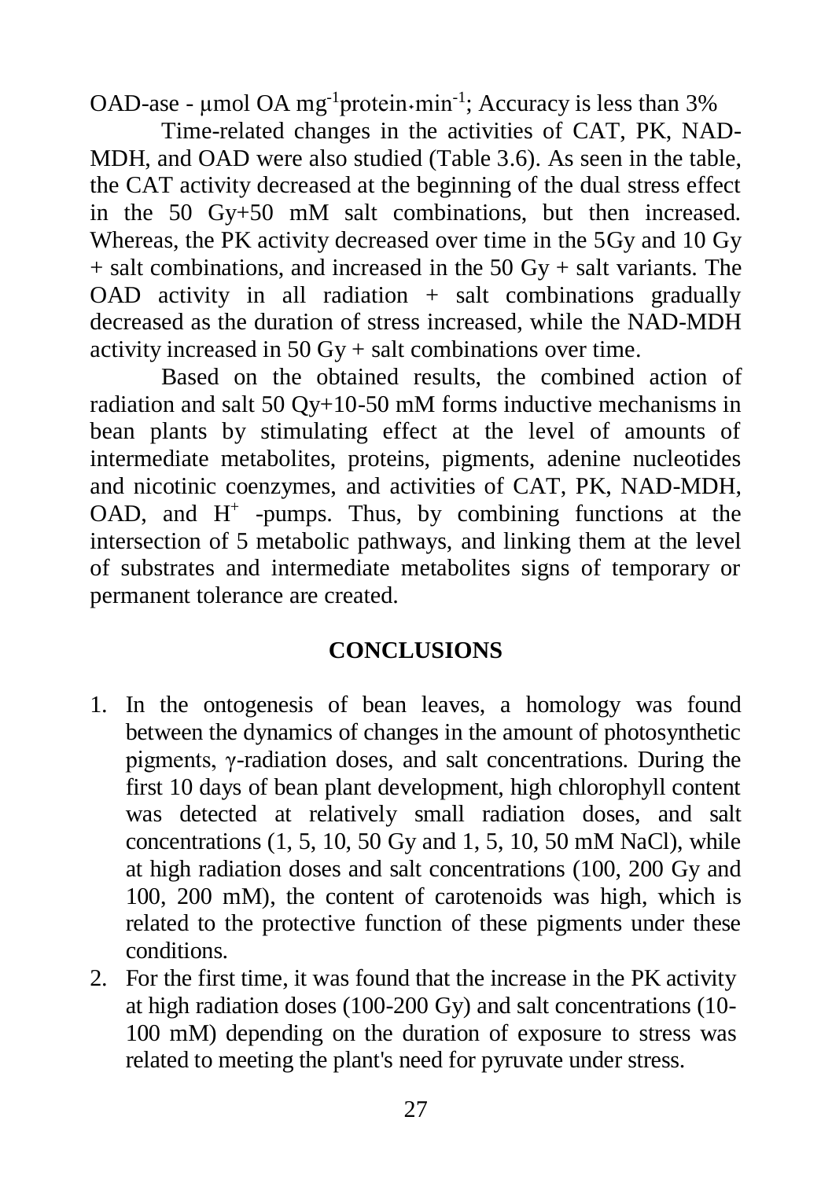OAD-ase - μmol OA $mg^{-1}$protein⋆$min^{-1}$; Accuracy is less than 3%

Time-related changes in the activities of CAT, PK, NAD-MDH, and OAD were also studied (Table 3.6). As seen in the table, the CAT activity decreased at the beginning of the dual stress effect in the 50 Gy+50 mM salt combinations, but then increased. Whereas, the PK activity decreased over time in the 5Gy and 10 Gy + salt combinations, and increased in the 50 Gy + salt variants. The OAD activity in all radiation + salt combinations gradually decreased as the duration of stress increased, while the NAD-MDH activity increased in 50 Gy + salt combinations over time.

Based on the obtained results, the combined action of radiation and salt 50 Qy+10-50 mM forms inductive mechanisms in bean plants by stimulating effect at the level of amounts of intermediate metabolites, proteins, pigments, adenine nucleotides and nicotinic coenzymes, and activities of CAT, PK, NAD-MDH, OAD, and $H^+$ -pumps. Thus, by combining functions at the intersection of 5 metabolic pathways, and linking them at the level of substrates and intermediate metabolites signs of temporary or permanent tolerance are created.

## CONCLUSIONS

1. In the ontogenesis of bean leaves, a homology was found between the dynamics of changes in the amount of photosynthetic pigments, γ-radiation doses, and salt concentrations. During the first 10 days of bean plant development, high chlorophyll content was detected at relatively small radiation doses, and salt concentrations (1, 5, 10, 50 Gy and 1, 5, 10, 50 mM NaCl), while at high radiation doses and salt concentrations (100, 200 Gy and 100, 200 mM), the content of carotenoids was high, which is related to the protective function of these pigments under these conditions.
2. For the first time, it was found that the increase in the PK activity at high radiation doses (100-200 Gy) and salt concentrations (10-100 mM) depending on the duration of exposure to stress was related to meeting the plant's need for pyruvate under stress.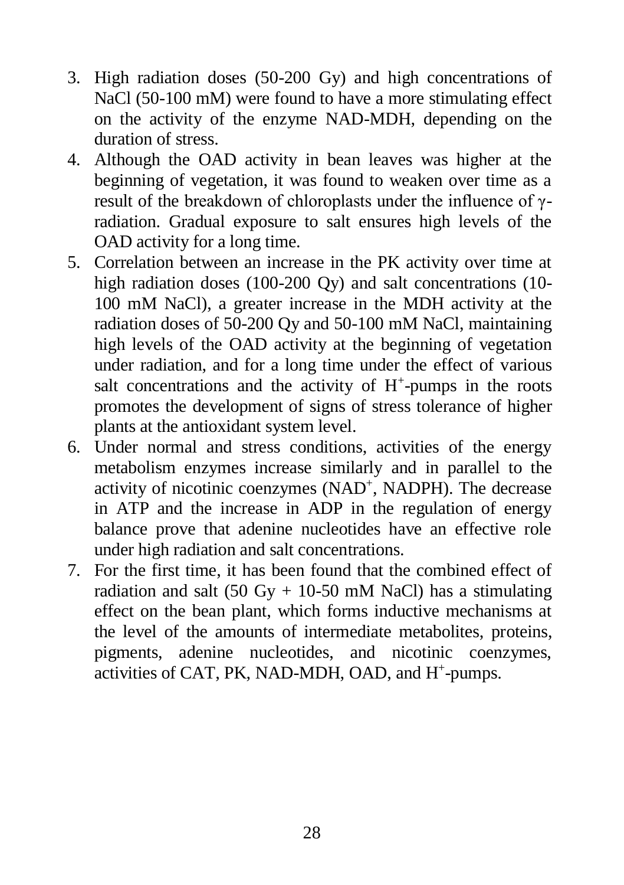3. High radiation doses (50-200 Gy) and high concentrations of NaCl (50-100 mM) were found to have a more stimulating effect on the activity of the enzyme NAD-MDH, depending on the duration of stress.
4. Although the OAD activity in bean leaves was higher at the beginning of vegetation, it was found to weaken over time as a result of the breakdown of chloroplasts under the influence of γ-radiation. Gradual exposure to salt ensures high levels of the OAD activity for a long time.
5. Correlation between an increase in the PK activity over time at high radiation doses (100-200 Qy) and salt concentrations (10-100 mM NaCl), a greater increase in the MDH activity at the radiation doses of 50-200 Qy and 50-100 mM NaCl, maintaining high levels of the OAD activity at the beginning of vegetation under radiation, and for a long time under the effect of various salt concentrations and the activity of $H^+$-pumps in the roots promotes the development of signs of stress tolerance of higher plants at the antioxidant system level.
6. Under normal and stress conditions, activities of the energy metabolism enzymes increase similarly and in parallel to the activity of nicotinic coenzymes ($NAD^+$, NADPH). The decrease in ATP and the increase in ADP in the regulation of energy balance prove that adenine nucleotides have an effective role under high radiation and salt concentrations.
7. For the first time, it has been found that the combined effect of radiation and salt (50 Gy + 10-50 mM NaCl) has a stimulating effect on the bean plant, which forms inductive mechanisms at the level of the amounts of intermediate metabolites, proteins, pigments, adenine nucleotides, and nicotinic coenzymes, activities of CAT, PK, NAD-MDH, OAD, and $H^+$-pumps.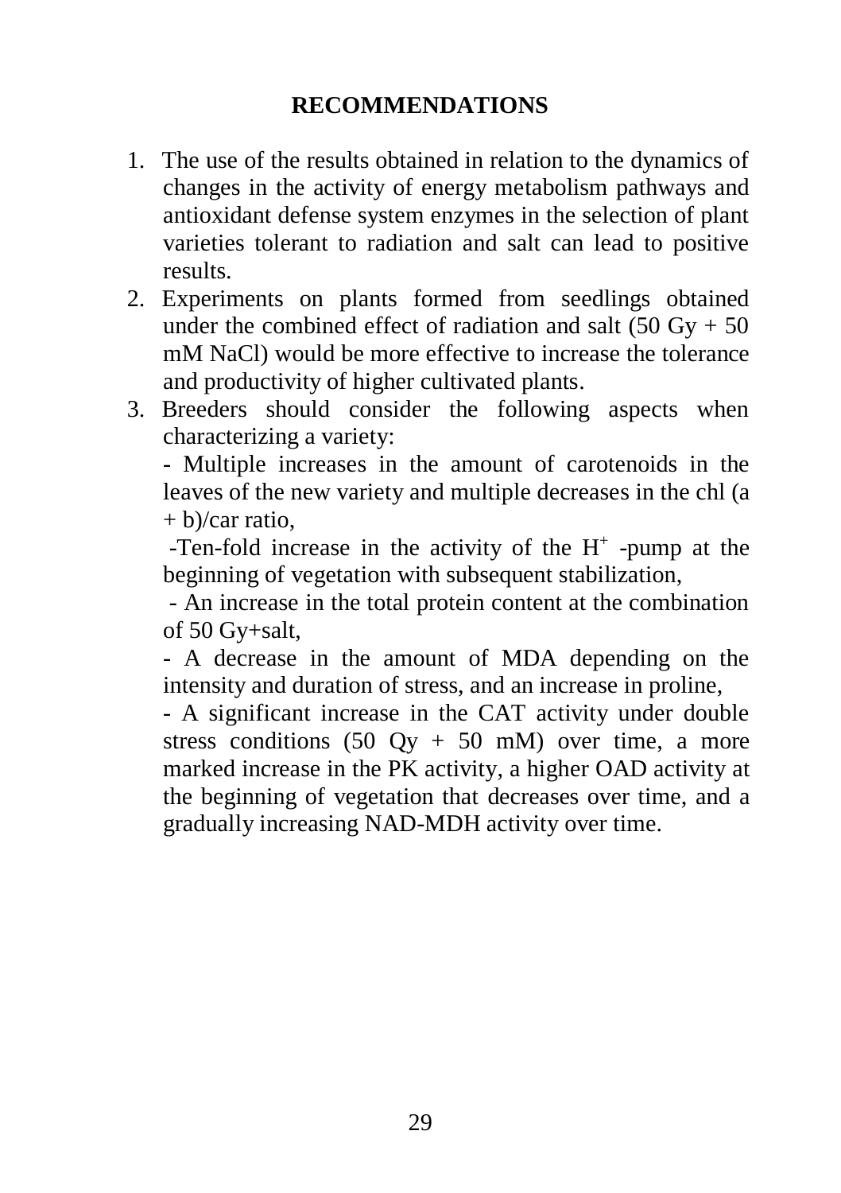# RECOMMENDATIONS

1. The use of the results obtained in relation to the dynamics of changes in the activity of energy metabolism pathways and antioxidant defense system enzymes in the selection of plant varieties tolerant to radiation and salt can lead to positive results.
2. Experiments on plants formed from seedlings obtained under the combined effect of radiation and salt (50 Gy + 50 mM NaCl) would be more effective to increase the tolerance and productivity of higher cultivated plants.
3. Breeders should consider the following aspects when characterizing a variety:

   - Multiple increases in the amount of carotenoids in the leaves of the new variety and multiple decreases in the chl (a + b)/car ratio,
   - Ten-fold increase in the activity of the $H^+$ -pump at the beginning of vegetation with subsequent stabilization,
   - An increase in the total protein content at the combination of 50 Gy+salt,
   - A decrease in the amount of MDA depending on the intensity and duration of stress, and an increase in proline,
   - A significant increase in the CAT activity under double stress conditions (50 Qy + 50 mM) over time, a more marked increase in the PK activity, a higher OAD activity at the beginning of vegetation that decreases over time, and a gradually increasing NAD-MDH activity over time.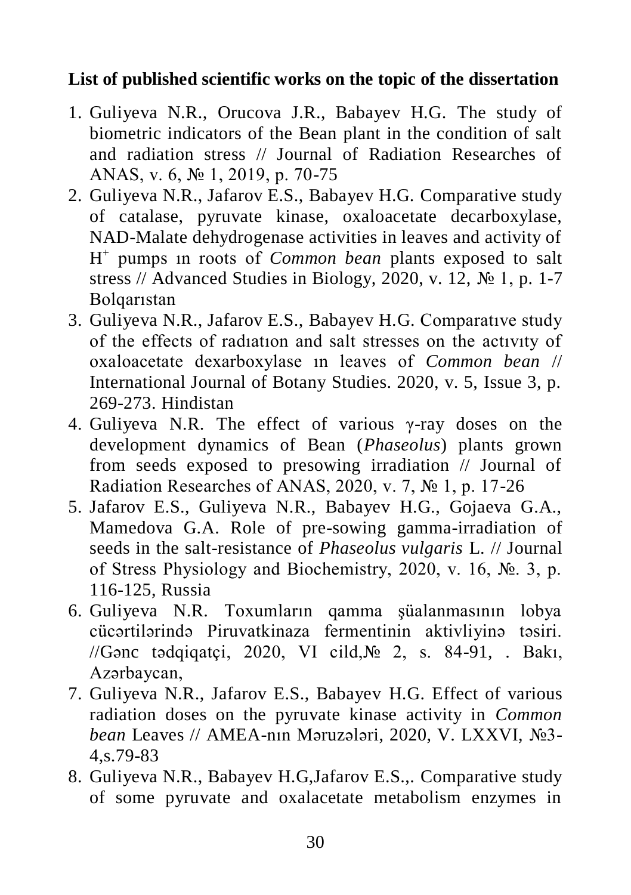**List of published scientific works on the topic of the dissertation**

1. Guliyeva N.R., Orucova J.R., Babayev H.G. The study of biometric indicators of the Bean plant in the condition of salt and radiation stress // Journal of Radiation Researches of ANAS, v. 6, № 1, 2019, p. 70-75
2. Guliyeva N.R., Jafarov E.S., Babayev H.G. Comparative study of catalase, pyruvate kinase, oxaloacetate decarboxylase, NAD-Malate dehydrogenase activities in leaves and activity of $H^+$ pumps ın roots of *Common bean* plants exposed to salt stress // Advanced Studies in Biology, 2020, v. 12, № 1, p. 1-7 Bolqarıstan
3. Guliyeva N.R., Jafarov E.S., Babayev H.G. Comparatıve study of the effects of radıatıon and salt stresses on the actıvıty of oxaloacetate dexarboxylase ın leaves of *Common bean* // International Journal of Botany Studies. 2020, v. 5, Issue 3, p. 269-273. Hindistan
4. Guliyeva N.R. The effect of various γ-ray doses on the development dynamics of Bean (*Phaseolus*) plants grown from seeds exposed to presowing irradiation // Journal of Radiation Researches of ANAS, 2020, v. 7, № 1, p. 17-26
5. Jafarov E.S., Guliyeva N.R., Babayev H.G., Gojaeva G.A., Mamedova G.A. Role of pre-sowing gamma-irradiation of seeds in the salt-resistance of *Phaseolus vulgaris* L. // Journal of Stress Physiology and Biochemistry, 2020, v. 16, №. 3, p. 116-125, Russia
6. Guliyeva N.R. Toxumların qamma şüalanmasının lobya cücərtilərində Piruvatkinaza fermentinin aktivliyinə təsiri. //Gənc tədqiqatçi, 2020, VI cild,№ 2, s. 84-91, . Bakı, Azərbaycan,
7. Guliyeva N.R., Jafarov E.S., Babayev H.G. Effect of various radiation doses on the pyruvate kinase activity in *Common bean* Leaves // AMEA-nın Məruzələri, 2020, V. LXXVI, №3-4,s.79-83
8. Guliyeva N.R., Babayev H.G,Jafarov E.S.,. Comparative study of some pyruvate and oxalacetate metabolism enzymes in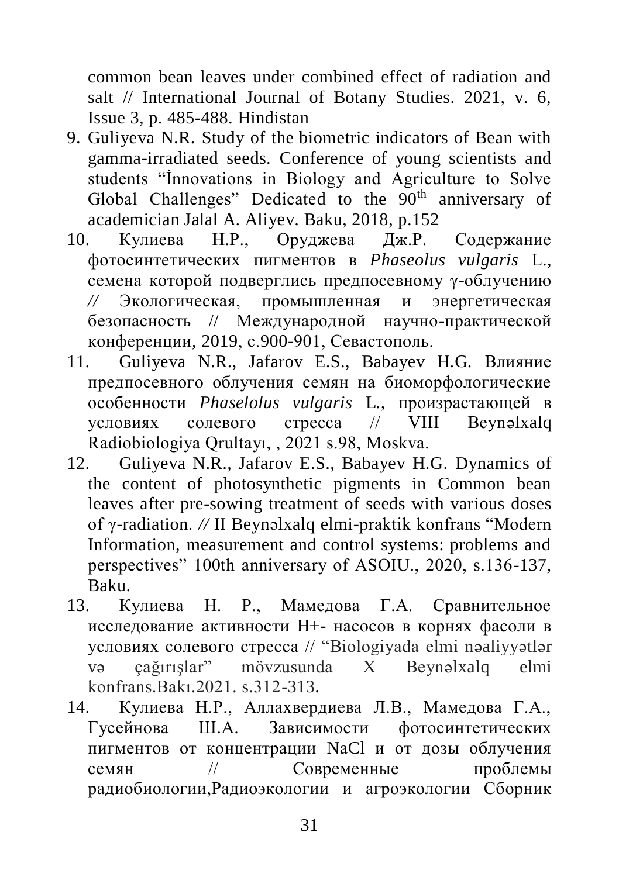common bean leaves under combined effect of radiation and salt // International Journal of Botany Studies. 2021, v. 6, Issue 3, p. 485-488. Hindistan

9. Guliyeva N.R. Study of the biometric indicators of Bean with gamma-irradiated seeds. Conference of young scientists and students "İnnovations in Biology and Agriculture to Solve Global Challenges" Dedicated to the $90^{th}$ anniversary of academician Jalal A. Aliyev. Baku, 2018, p.152
10. Кулиева Н.Р., Оруджева Дж.Р. Содержание фотосинтетических пигментов в *Phaseolus vulgaris* L., семена которой подверглись предпосевному γ-облучению // Экологическая, промышленная и энергетическая безопасность // Международной научно-практической конференции, 2019, с.900-901, Севастополь.
11. Guliyeva N.R., Jafarov E.S., Babayev H.G. Влияние предпосевного облучения семян на биоморфологические особенности *Phaselolus vulgaris* L., произрастающей в условиях солевого стресса // VIII Beynəlxalq Radiobiologiya Qrultayı, , 2021 s.98, Moskva.
12. Guliyeva N.R., Jafarov E.S., Babayev H.G. Dynamics of the content of photosynthetic pigments in Common bean leaves after pre-sowing treatment of seeds with various doses of γ-radiation. // II Beynəlxalq elmi-praktik konfrans "Modern Information, measurement and control systems: problems and perspectives" 100th anniversary of ASOIU., 2020, s.136-137, Baku.
13. Кулиева Н. Р., Мамедова Г.А. Сравнительное исследование активности Н+- насосов в корнях фасоли в условиях солевого стресса // "Biologiyada elmi nəaliyyətlər və çağırışlar" mövzusunda X Beynəlxalq elmi konfrans.Bakı.2021. s.312-313.
14. Кулиева Н.Р., Аллахвердиева Л.В., Мамедова Г.А., Гусейнова Ш.А. Зависимости фотосинтетических пигментов от концентрации NaCl и от дозы облучения семян // Современные проблемы радиобиологии,Радиоэкологии и агроэкологии Сборник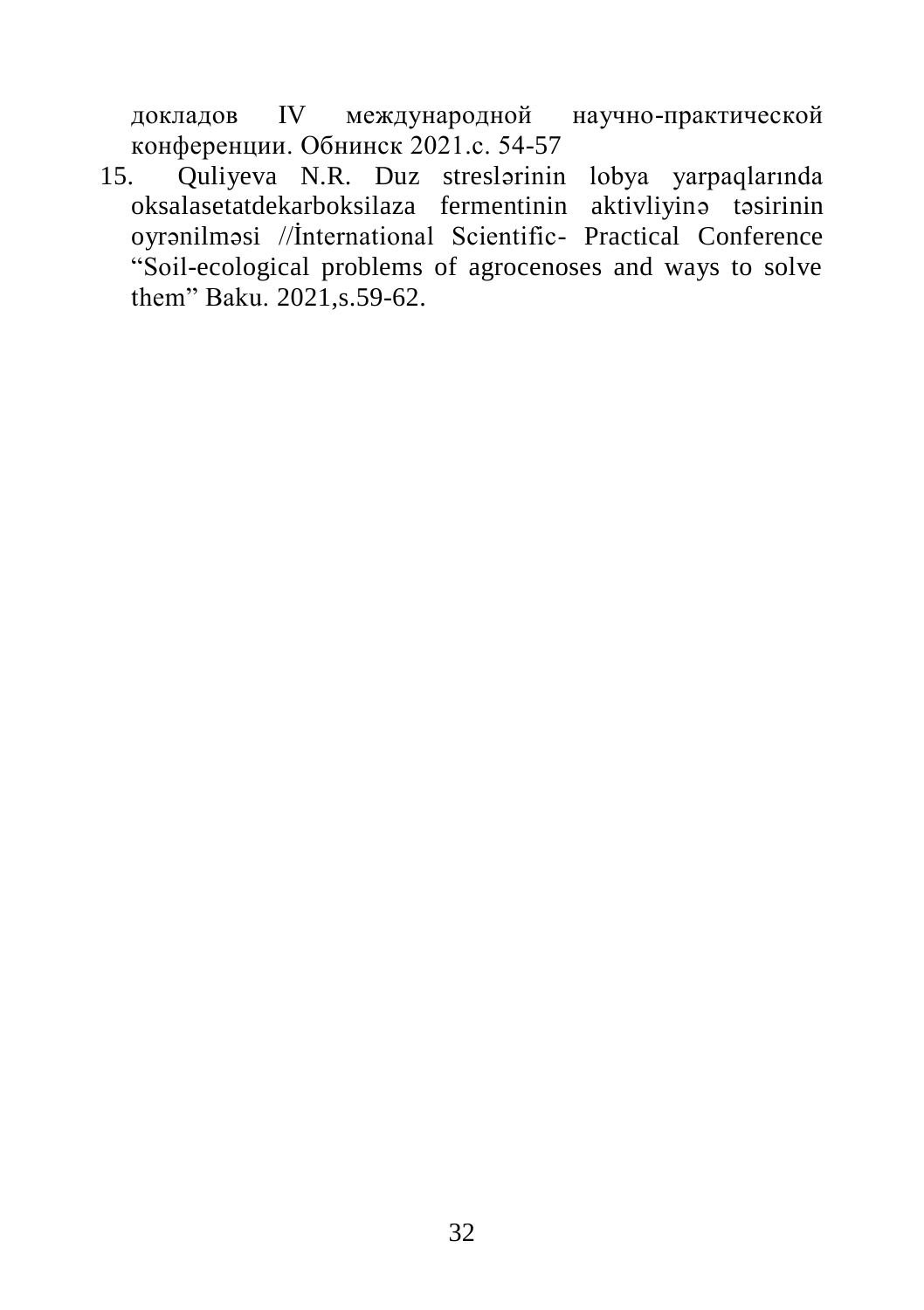докладов IV международной научно-практической конференции. Обнинск 2021.с. 54-57

15. Quliyeva N.R. Duz streslərinin lobya yarpaqlarında oksalasetatdekarboksilaza fermentinin aktivliyinə təsirinin oyrənilməsi //İnternational Scientific- Practical Conference “Soil-ecological problems of agrocenoses and ways to solve them” Baku. 2021,s.59-62.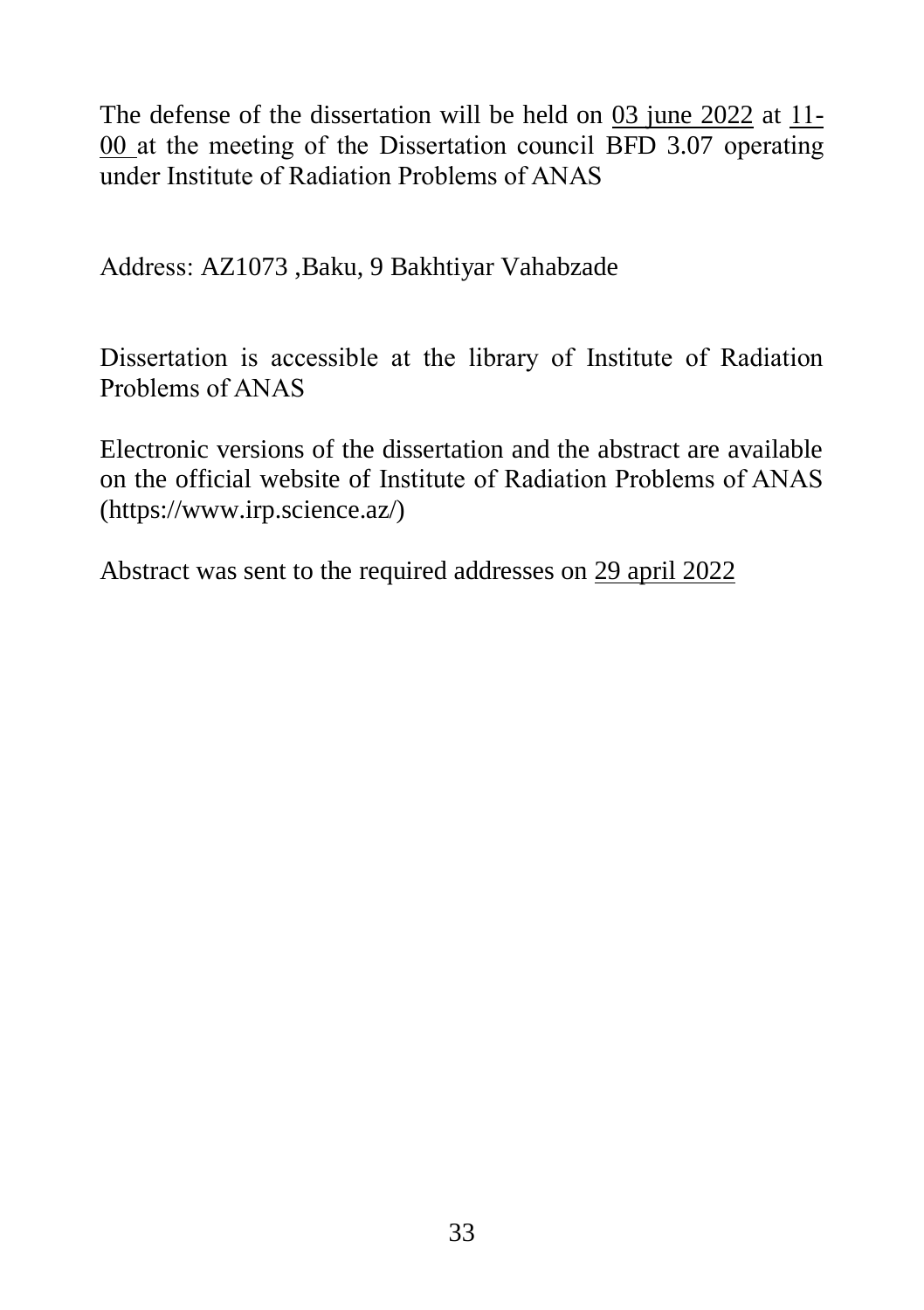The defense of the dissertation will be held on 03 june 2022 at 11-00 at the meeting of the Dissertation council BFD 3.07 operating under Institute of Radiation Problems of ANAS

Address: AZ1073 ,Baku, 9 Bakhtiyar Vahabzade

Dissertation is accessible at the library of Institute of Radiation Problems of ANAS

Electronic versions of the dissertation and the abstract are available on the official website of Institute of Radiation Problems of ANAS (https://www.irp.science.az/)

Abstract was sent to the required addresses on 29 april 2022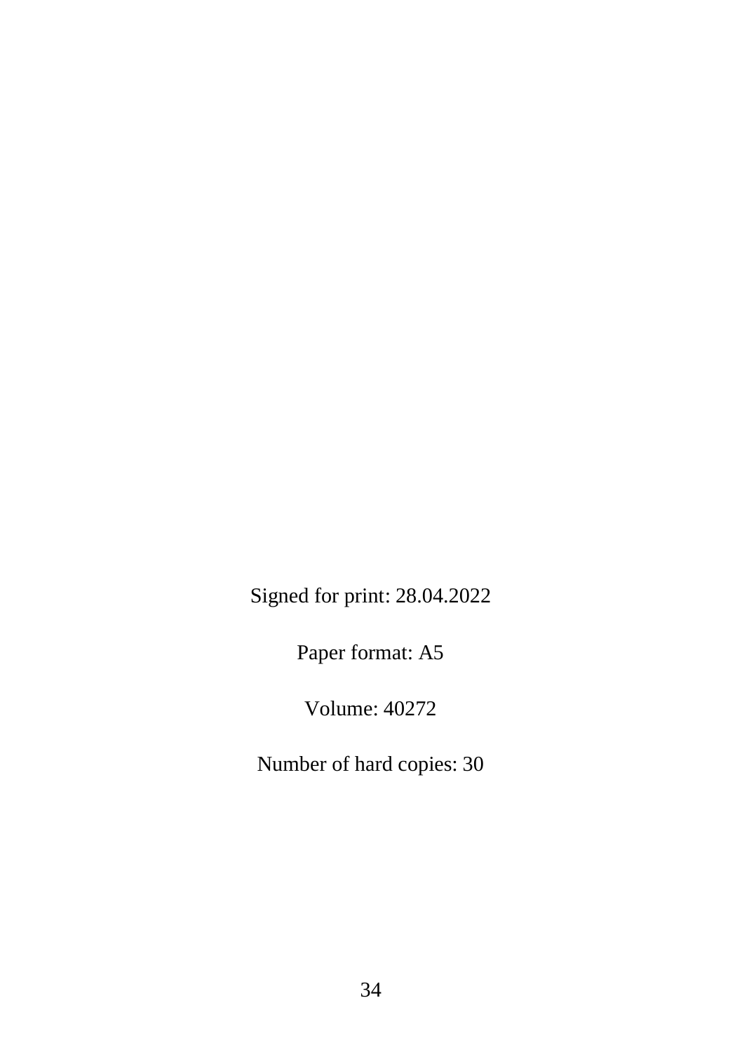Signed for print: 28.04.2022

Paper format: A5

Volume: 40272

Number of hard copies: 30